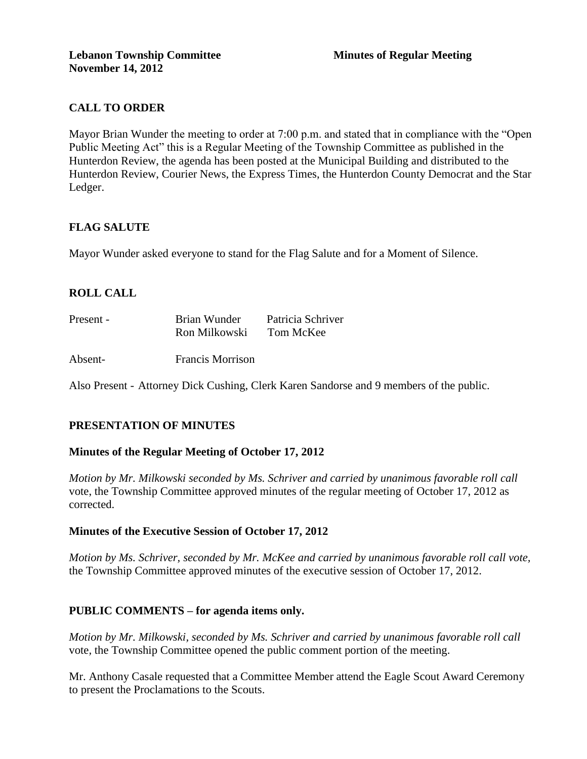**Lebanon Township Committee** **Minutes of Regular Meeting**
**November 14, 2012**

## CALL TO ORDER

Mayor Brian Wunder the meeting to order at 7:00 p.m. and stated that in compliance with the "Open Public Meeting Act" this is a Regular Meeting of the Township Committee as published in the Hunterdon Review, the agenda has been posted at the Municipal Building and distributed to the Hunterdon Review, Courier News, the Express Times, the Hunterdon County Democrat and the Star Ledger.

## FLAG SALUTE

Mayor Wunder asked everyone to stand for the Flag Salute and for a Moment of Silence.

## ROLL CALL

| | | |
|---|---|---|
| Present - | Brian Wunder | Patricia Schriver |
| | Ron Milkowski | Tom McKee |
| Absent- | Francis Morrison | |

Also Present - Attorney Dick Cushing, Clerk Karen Sandorse and 9 members of the public.

## PRESENTATION OF MINUTES

### Minutes of the Regular Meeting of October 17, 2012

*Motion by Mr. Milkowski seconded by Ms. Schriver and carried by unanimous favorable roll call* vote, the Township Committee approved minutes of the regular meeting of October 17, 2012 as corrected.

### Minutes of the Executive Session of October 17, 2012

*Motion by Ms. Schriver, seconded by Mr. McKee and carried by unanimous favorable roll call vote,* the Township Committee approved minutes of the executive session of October 17, 2012.

## PUBLIC COMMENTS – for agenda items only.

*Motion by Mr. Milkowski, seconded by Ms. Schriver and carried by unanimous favorable roll call* vote, the Township Committee opened the public comment portion of the meeting.

Mr. Anthony Casale requested that a Committee Member attend the Eagle Scout Award Ceremony to present the Proclamations to the Scouts.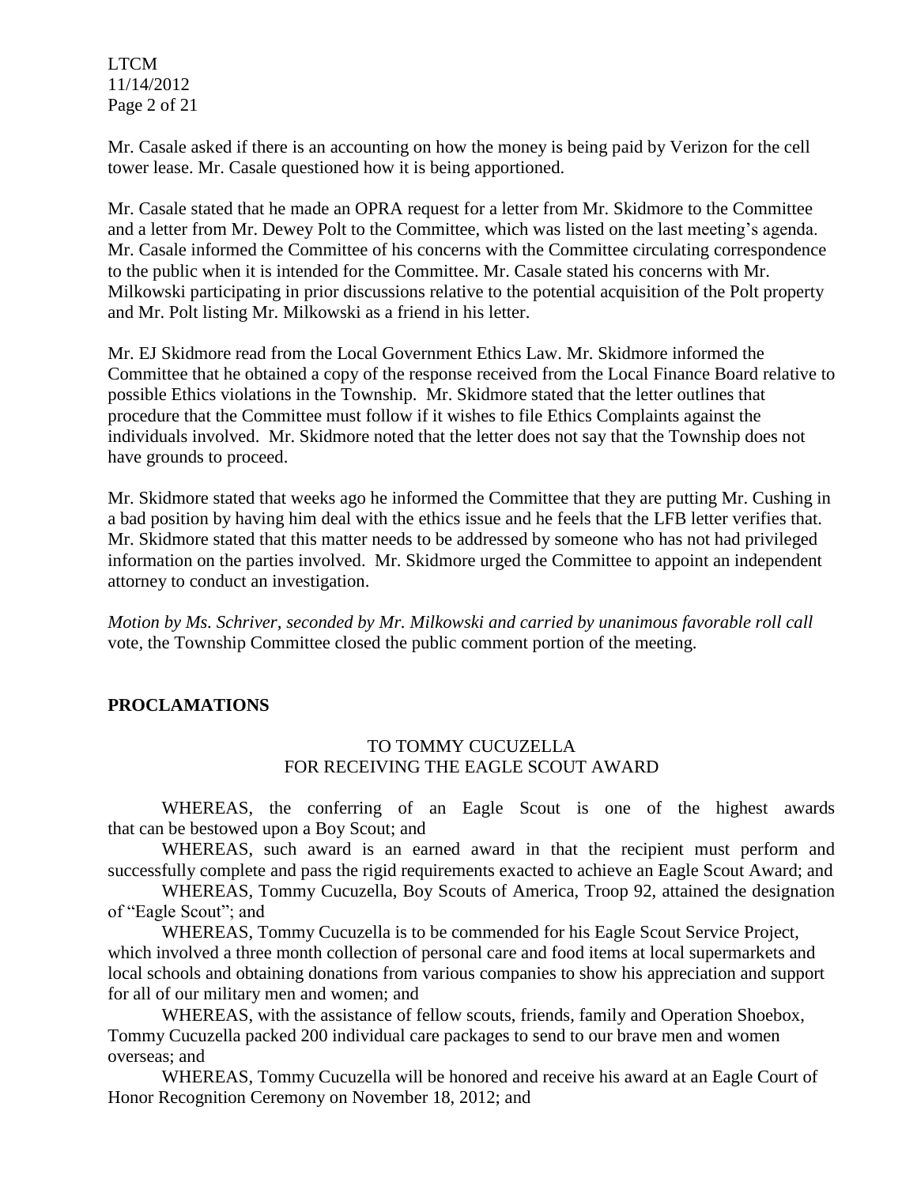Mr. Casale asked if there is an accounting on how the money is being paid by Verizon for the cell tower lease. Mr. Casale questioned how it is being apportioned.

Mr. Casale stated that he made an OPRA request for a letter from Mr. Skidmore to the Committee and a letter from Mr. Dewey Polt to the Committee, which was listed on the last meeting's agenda. Mr. Casale informed the Committee of his concerns with the Committee circulating correspondence to the public when it is intended for the Committee. Mr. Casale stated his concerns with Mr. Milkowski participating in prior discussions relative to the potential acquisition of the Polt property and Mr. Polt listing Mr. Milkowski as a friend in his letter.

Mr. EJ Skidmore read from the Local Government Ethics Law. Mr. Skidmore informed the Committee that he obtained a copy of the response received from the Local Finance Board relative to possible Ethics violations in the Township. Mr. Skidmore stated that the letter outlines that procedure that the Committee must follow if it wishes to file Ethics Complaints against the individuals involved. Mr. Skidmore noted that the letter does not say that the Township does not have grounds to proceed.

Mr. Skidmore stated that weeks ago he informed the Committee that they are putting Mr. Cushing in a bad position by having him deal with the ethics issue and he feels that the LFB letter verifies that. Mr. Skidmore stated that this matter needs to be addressed by someone who has not had privileged information on the parties involved. Mr. Skidmore urged the Committee to appoint an independent attorney to conduct an investigation.

*Motion by Ms. Schriver, seconded by Mr. Milkowski and carried by unanimous favorable roll call* vote, the Township Committee closed the public comment portion of the meeting.

**PROCLAMATIONS**

TO TOMMY CUCUZELLA
FOR RECEIVING THE EAGLE SCOUT AWARD

WHEREAS, the conferring of an Eagle Scout is one of the highest awards that can be bestowed upon a Boy Scout; and

WHEREAS, such award is an earned award in that the recipient must perform and successfully complete and pass the rigid requirements exacted to achieve an Eagle Scout Award; and

WHEREAS, Tommy Cucuzella, Boy Scouts of America, Troop 92, attained the designation of "Eagle Scout"; and

WHEREAS, Tommy Cucuzella is to be commended for his Eagle Scout Service Project, which involved a three month collection of personal care and food items at local supermarkets and local schools and obtaining donations from various companies to show his appreciation and support for all of our military men and women; and

WHEREAS, with the assistance of fellow scouts, friends, family and Operation Shoebox, Tommy Cucuzella packed 200 individual care packages to send to our brave men and women overseas; and

WHEREAS, Tommy Cucuzella will be honored and receive his award at an Eagle Court of Honor Recognition Ceremony on November 18, 2012; and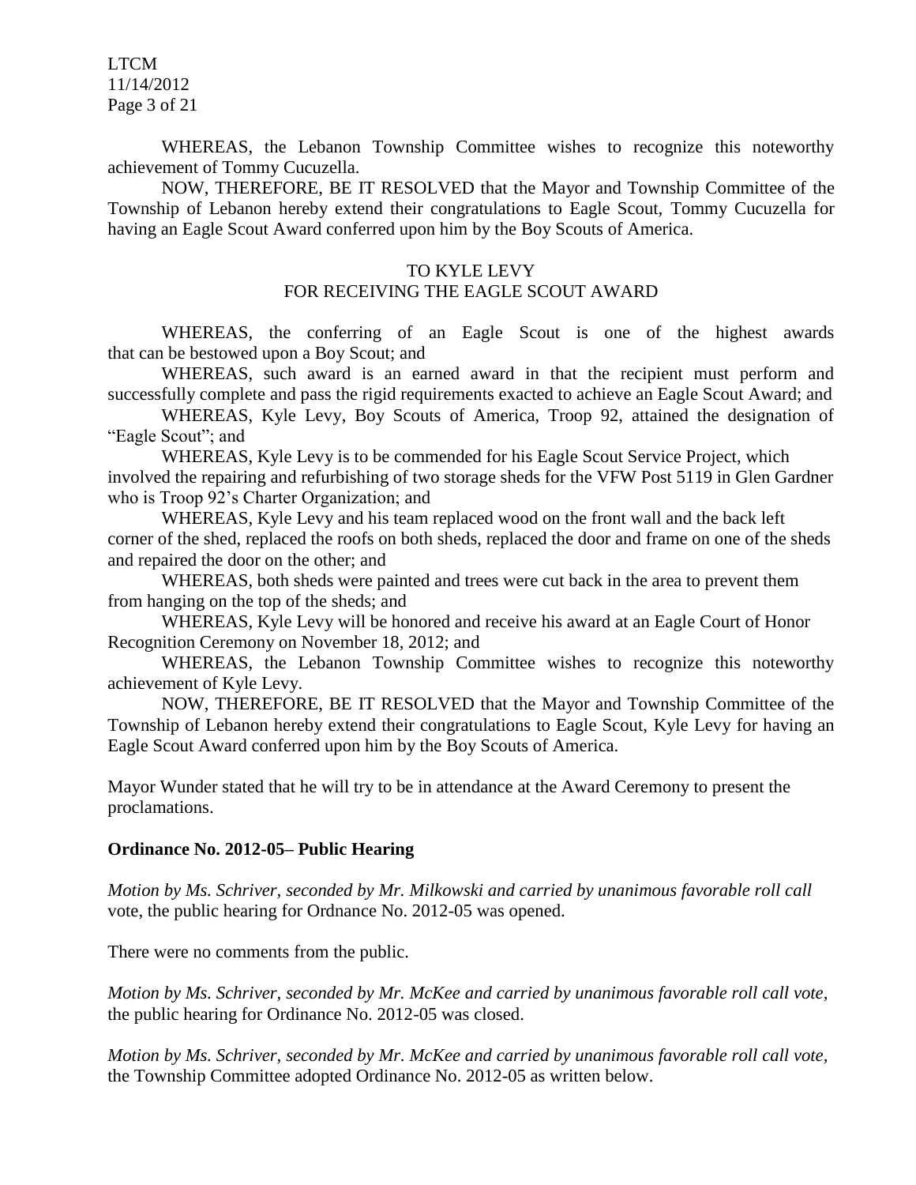WHEREAS, the Lebanon Township Committee wishes to recognize this noteworthy achievement of Tommy Cucuzella.

NOW, THEREFORE, BE IT RESOLVED that the Mayor and Township Committee of the Township of Lebanon hereby extend their congratulations to Eagle Scout, Tommy Cucuzella for having an Eagle Scout Award conferred upon him by the Boy Scouts of America.

TO KYLE LEVY
FOR RECEIVING THE EAGLE SCOUT AWARD

WHEREAS, the conferring of an Eagle Scout is one of the highest awards that can be bestowed upon a Boy Scout; and

WHEREAS, such award is an earned award in that the recipient must perform and successfully complete and pass the rigid requirements exacted to achieve an Eagle Scout Award; and

WHEREAS, Kyle Levy, Boy Scouts of America, Troop 92, attained the designation of "Eagle Scout"; and

WHEREAS, Kyle Levy is to be commended for his Eagle Scout Service Project, which involved the repairing and refurbishing of two storage sheds for the VFW Post 5119 in Glen Gardner who is Troop 92's Charter Organization; and

WHEREAS, Kyle Levy and his team replaced wood on the front wall and the back left corner of the shed, replaced the roofs on both sheds, replaced the door and frame on one of the sheds and repaired the door on the other; and

WHEREAS, both sheds were painted and trees were cut back in the area to prevent them from hanging on the top of the sheds; and

WHEREAS, Kyle Levy will be honored and receive his award at an Eagle Court of Honor Recognition Ceremony on November 18, 2012; and

WHEREAS, the Lebanon Township Committee wishes to recognize this noteworthy achievement of Kyle Levy.

NOW, THEREFORE, BE IT RESOLVED that the Mayor and Township Committee of the Township of Lebanon hereby extend their congratulations to Eagle Scout, Kyle Levy for having an Eagle Scout Award conferred upon him by the Boy Scouts of America.

Mayor Wunder stated that he will try to be in attendance at the Award Ceremony to present the proclamations.

**Ordinance No. 2012-05– Public Hearing**

*Motion by Ms. Schriver, seconded by Mr. Milkowski and carried by unanimous favorable roll call* vote, the public hearing for Ordnance No. 2012-05 was opened.

There were no comments from the public.

*Motion by Ms. Schriver, seconded by Mr. McKee and carried by unanimous favorable roll call vote,* the public hearing for Ordinance No. 2012-05 was closed.

*Motion by Ms. Schriver, seconded by Mr. McKee and carried by unanimous favorable roll call vote,* the Township Committee adopted Ordinance No. 2012-05 as written below.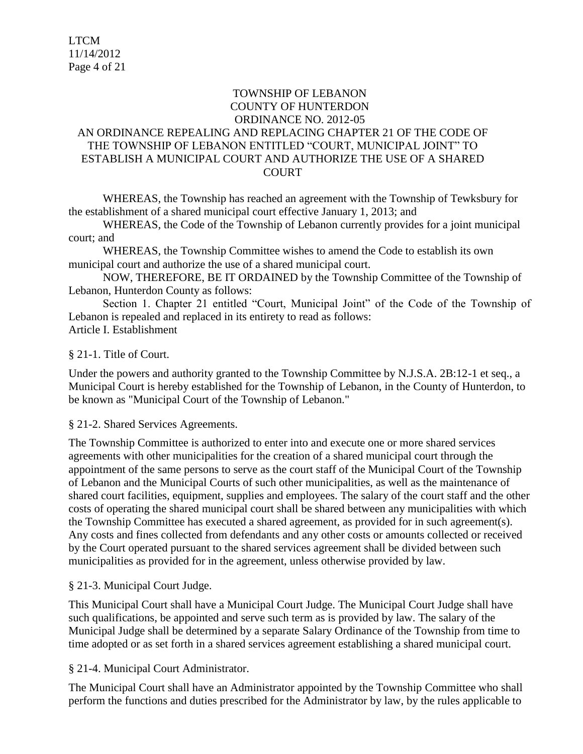# TOWNSHIP OF LEBANON
## COUNTY OF HUNTERDON
## ORDINANCE NO. 2012-05
## AN ORDINANCE REPEALING AND REPLACING CHAPTER 21 OF THE CODE OF THE TOWNSHIP OF LEBANON ENTITLED "COURT, MUNICIPAL JOINT" TO ESTABLISH A MUNICIPAL COURT AND AUTHORIZE THE USE OF A SHARED COURT

WHEREAS, the Township has reached an agreement with the Township of Tewksbury for the establishment of a shared municipal court effective January 1, 2013; and

WHEREAS, the Code of the Township of Lebanon currently provides for a joint municipal court; and

WHEREAS, the Township Committee wishes to amend the Code to establish its own municipal court and authorize the use of a shared municipal court.

NOW, THEREFORE, BE IT ORDAINED by the Township Committee of the Township of Lebanon, Hunterdon County as follows:

Section 1. Chapter 21 entitled "Court, Municipal Joint" of the Code of the Township of Lebanon is repealed and replaced in its entirety to read as follows:

Article I. Establishment

§ 21-1. Title of Court.

Under the powers and authority granted to the Township Committee by N.J.S.A. 2B:12-1 et seq., a Municipal Court is hereby established for the Township of Lebanon, in the County of Hunterdon, to be known as "Municipal Court of the Township of Lebanon."

§ 21-2. Shared Services Agreements.

The Township Committee is authorized to enter into and execute one or more shared services agreements with other municipalities for the creation of a shared municipal court through the appointment of the same persons to serve as the court staff of the Municipal Court of the Township of Lebanon and the Municipal Courts of such other municipalities, as well as the maintenance of shared court facilities, equipment, supplies and employees. The salary of the court staff and the other costs of operating the shared municipal court shall be shared between any municipalities with which the Township Committee has executed a shared agreement, as provided for in such agreement(s). Any costs and fines collected from defendants and any other costs or amounts collected or received by the Court operated pursuant to the shared services agreement shall be divided between such municipalities as provided for in the agreement, unless otherwise provided by law.

§ 21-3. Municipal Court Judge.

This Municipal Court shall have a Municipal Court Judge. The Municipal Court Judge shall have such qualifications, be appointed and serve such term as is provided by law. The salary of the Municipal Judge shall be determined by a separate Salary Ordinance of the Township from time to time adopted or as set forth in a shared services agreement establishing a shared municipal court.

§ 21-4. Municipal Court Administrator.

The Municipal Court shall have an Administrator appointed by the Township Committee who shall perform the functions and duties prescribed for the Administrator by law, by the rules applicable to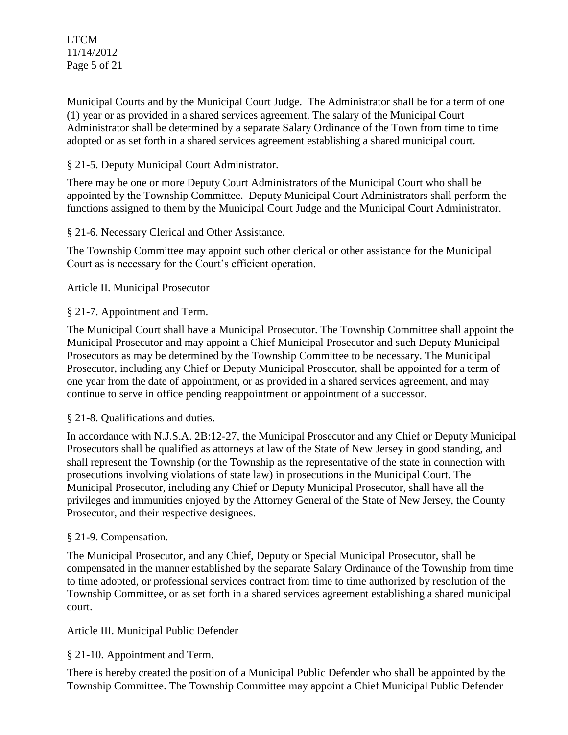Municipal Courts and by the Municipal Court Judge. The Administrator shall be for a term of one (1) year or as provided in a shared services agreement. The salary of the Municipal Court Administrator shall be determined by a separate Salary Ordinance of the Town from time to time adopted or as set forth in a shared services agreement establishing a shared municipal court.

§ 21-5. Deputy Municipal Court Administrator.

There may be one or more Deputy Court Administrators of the Municipal Court who shall be appointed by the Township Committee. Deputy Municipal Court Administrators shall perform the functions assigned to them by the Municipal Court Judge and the Municipal Court Administrator.

§ 21-6. Necessary Clerical and Other Assistance.

The Township Committee may appoint such other clerical or other assistance for the Municipal Court as is necessary for the Court's efficient operation.

Article II. Municipal Prosecutor

§ 21-7. Appointment and Term.

The Municipal Court shall have a Municipal Prosecutor. The Township Committee shall appoint the Municipal Prosecutor and may appoint a Chief Municipal Prosecutor and such Deputy Municipal Prosecutors as may be determined by the Township Committee to be necessary. The Municipal Prosecutor, including any Chief or Deputy Municipal Prosecutor, shall be appointed for a term of one year from the date of appointment, or as provided in a shared services agreement, and may continue to serve in office pending reappointment or appointment of a successor.

§ 21-8. Qualifications and duties.

In accordance with N.J.S.A. 2B:12-27, the Municipal Prosecutor and any Chief or Deputy Municipal Prosecutors shall be qualified as attorneys at law of the State of New Jersey in good standing, and shall represent the Township (or the Township as the representative of the state in connection with prosecutions involving violations of state law) in prosecutions in the Municipal Court. The Municipal Prosecutor, including any Chief or Deputy Municipal Prosecutor, shall have all the privileges and immunities enjoyed by the Attorney General of the State of New Jersey, the County Prosecutor, and their respective designees.

§ 21-9. Compensation.

The Municipal Prosecutor, and any Chief, Deputy or Special Municipal Prosecutor, shall be compensated in the manner established by the separate Salary Ordinance of the Township from time to time adopted, or professional services contract from time to time authorized by resolution of the Township Committee, or as set forth in a shared services agreement establishing a shared municipal court.

Article III. Municipal Public Defender

§ 21-10. Appointment and Term.

There is hereby created the position of a Municipal Public Defender who shall be appointed by the Township Committee. The Township Committee may appoint a Chief Municipal Public Defender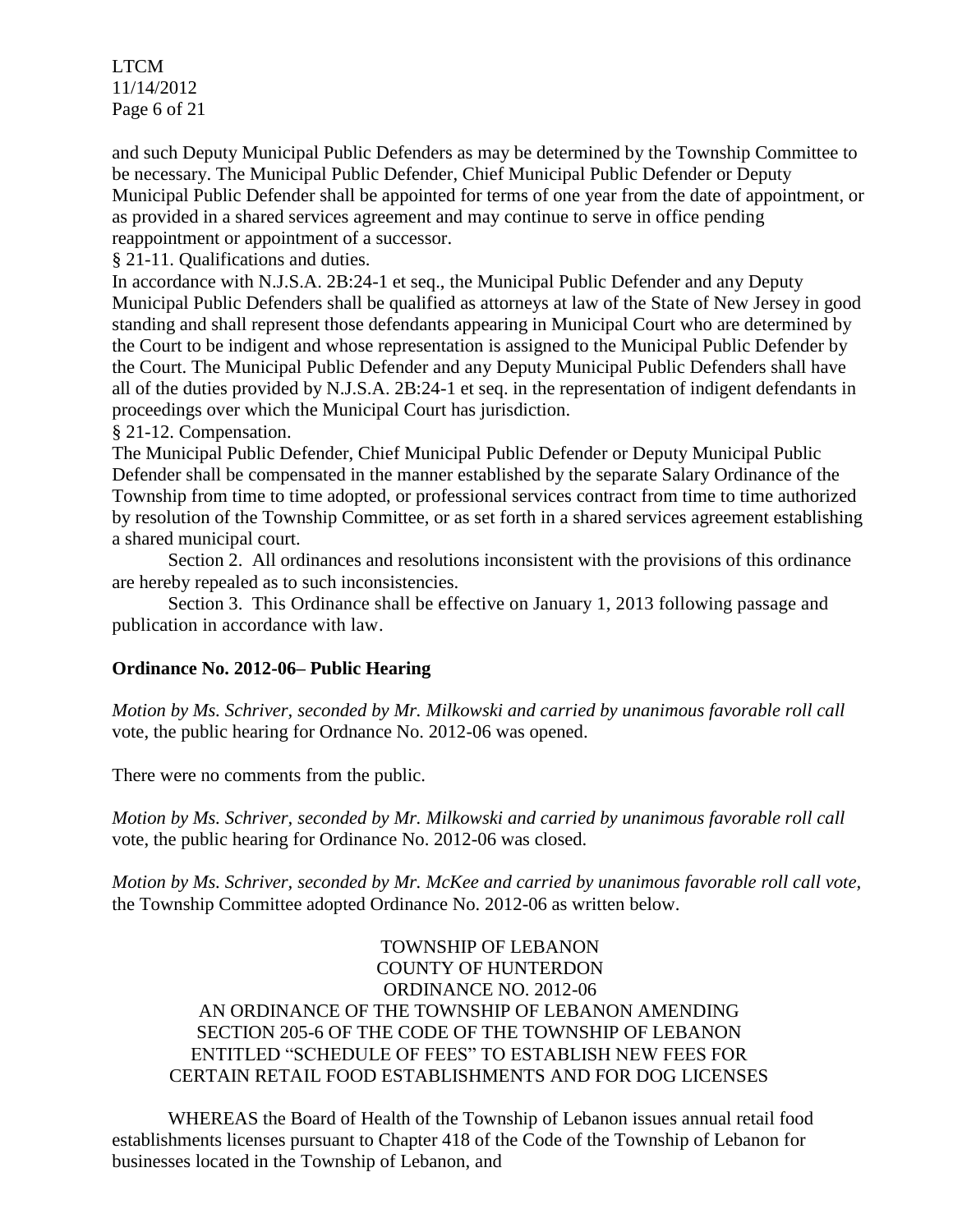and such Deputy Municipal Public Defenders as may be determined by the Township Committee to be necessary. The Municipal Public Defender, Chief Municipal Public Defender or Deputy Municipal Public Defender shall be appointed for terms of one year from the date of appointment, or as provided in a shared services agreement and may continue to serve in office pending reappointment or appointment of a successor.

§ 21-11. Qualifications and duties.

In accordance with N.J.S.A. 2B:24-1 et seq., the Municipal Public Defender and any Deputy Municipal Public Defenders shall be qualified as attorneys at law of the State of New Jersey in good standing and shall represent those defendants appearing in Municipal Court who are determined by the Court to be indigent and whose representation is assigned to the Municipal Public Defender by the Court. The Municipal Public Defender and any Deputy Municipal Public Defenders shall have all of the duties provided by N.J.S.A. 2B:24-1 et seq. in the representation of indigent defendants in proceedings over which the Municipal Court has jurisdiction.

§ 21-12. Compensation.

The Municipal Public Defender, Chief Municipal Public Defender or Deputy Municipal Public Defender shall be compensated in the manner established by the separate Salary Ordinance of the Township from time to time adopted, or professional services contract from time to time authorized by resolution of the Township Committee, or as set forth in a shared services agreement establishing a shared municipal court.

Section 2. All ordinances and resolutions inconsistent with the provisions of this ordinance are hereby repealed as to such inconsistencies.

Section 3. This Ordinance shall be effective on January 1, 2013 following passage and publication in accordance with law.

**Ordinance No. 2012-06– Public Hearing**

*Motion by Ms. Schriver, seconded by Mr. Milkowski and carried by unanimous favorable roll call* vote, the public hearing for Ordnance No. 2012-06 was opened.

There were no comments from the public.

*Motion by Ms. Schriver, seconded by Mr. Milkowski and carried by unanimous favorable roll call* vote, the public hearing for Ordinance No. 2012-06 was closed.

*Motion by Ms. Schriver, seconded by Mr. McKee and carried by unanimous favorable roll call vote,* the Township Committee adopted Ordinance No. 2012-06 as written below.

TOWNSHIP OF LEBANON
COUNTY OF HUNTERDON
ORDINANCE NO. 2012-06
AN ORDINANCE OF THE TOWNSHIP OF LEBANON AMENDING SECTION 205-6 OF THE CODE OF THE TOWNSHIP OF LEBANON ENTITLED "SCHEDULE OF FEES" TO ESTABLISH NEW FEES FOR CERTAIN RETAIL FOOD ESTABLISHMENTS AND FOR DOG LICENSES

WHEREAS the Board of Health of the Township of Lebanon issues annual retail food establishments licenses pursuant to Chapter 418 of the Code of the Township of Lebanon for businesses located in the Township of Lebanon, and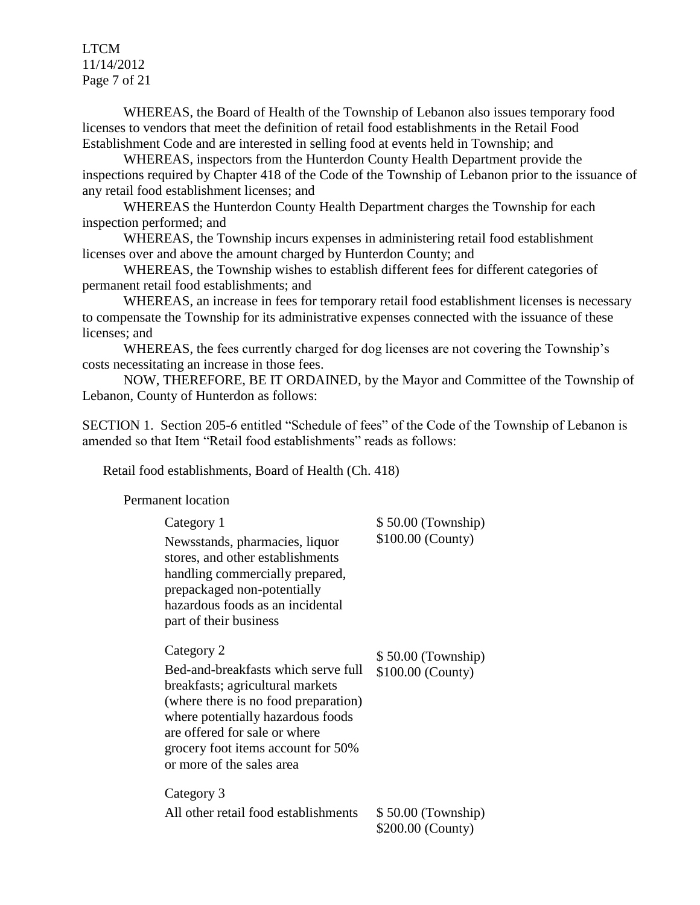WHEREAS, the Board of Health of the Township of Lebanon also issues temporary food licenses to vendors that meet the definition of retail food establishments in the Retail Food Establishment Code and are interested in selling food at events held in Township; and

WHEREAS, inspectors from the Hunterdon County Health Department provide the inspections required by Chapter 418 of the Code of the Township of Lebanon prior to the issuance of any retail food establishment licenses; and

WHEREAS the Hunterdon County Health Department charges the Township for each inspection performed; and

WHEREAS, the Township incurs expenses in administering retail food establishment licenses over and above the amount charged by Hunterdon County; and

WHEREAS, the Township wishes to establish different fees for different categories of permanent retail food establishments; and

WHEREAS, an increase in fees for temporary retail food establishment licenses is necessary to compensate the Township for its administrative expenses connected with the issuance of these licenses; and

WHEREAS, the fees currently charged for dog licenses are not covering the Township's costs necessitating an increase in those fees.

NOW, THEREFORE, BE IT ORDAINED, by the Mayor and Committee of the Township of Lebanon, County of Hunterdon as follows:

SECTION 1. Section 205-6 entitled "Schedule of fees" of the Code of the Township of Lebanon is amended so that Item "Retail food establishments" reads as follows:

Retail food establishments, Board of Health (Ch. 418)

Permanent location

| | |
|---|---|
| Category 1<br>Newsstands, pharmacies, liquor stores, and other establishments handling commercially prepared, prepackaged non-potentially hazardous foods as an incidental part of their business | $ 50.00 (Township)<br>$100.00 (County) |
| Category 2<br>Bed-and-breakfasts which serve full breakfasts; agricultural markets (where there is no food preparation) where potentially hazardous foods are offered for sale or where grocery foot items account for 50% or more of the sales area | $ 50.00 (Township)<br>$100.00 (County) |
| Category 3<br>All other retail food establishments | $ 50.00 (Township)<br>$200.00 (County) |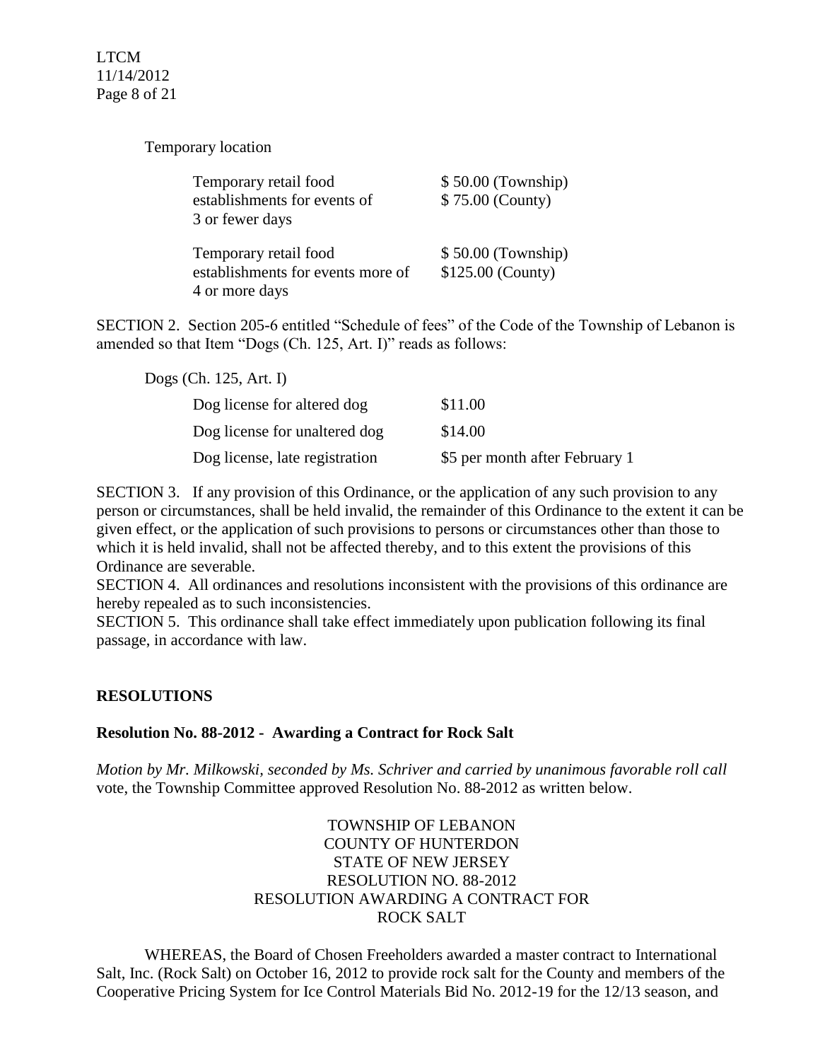Temporary location

| | |
|---|---|
| Temporary retail food establishments for events of 3 or fewer days | $ 50.00 (Township)<br>$ 75.00 (County) |
| Temporary retail food establishments for events more of 4 or more days | $ 50.00 (Township)<br>$125.00 (County) |

SECTION 2. Section 205-6 entitled "Schedule of fees" of the Code of the Township of Lebanon is amended so that Item "Dogs (Ch. 125, Art. I)" reads as follows:

Dogs (Ch. 125, Art. I)

| | |
|---|---|
| Dog license for altered dog | $11.00 |
| Dog license for unaltered dog | $14.00 |
| Dog license, late registration | $5 per month after February 1 |

SECTION 3. If any provision of this Ordinance, or the application of any such provision to any person or circumstances, shall be held invalid, the remainder of this Ordinance to the extent it can be given effect, or the application of such provisions to persons or circumstances other than those to which it is held invalid, shall not be affected thereby, and to this extent the provisions of this Ordinance are severable.

SECTION 4. All ordinances and resolutions inconsistent with the provisions of this ordinance are hereby repealed as to such inconsistencies.

SECTION 5. This ordinance shall take effect immediately upon publication following its final passage, in accordance with law.

## RESOLUTIONS

### Resolution No. 88-2012 - Awarding a Contract for Rock Salt

*Motion by Mr. Milkowski, seconded by Ms. Schriver and carried by unanimous favorable roll call* vote, the Township Committee approved Resolution No. 88-2012 as written below.

TOWNSHIP OF LEBANON
COUNTY OF HUNTERDON
STATE OF NEW JERSEY
RESOLUTION NO. 88-2012
RESOLUTION AWARDING A CONTRACT FOR
ROCK SALT

WHEREAS, the Board of Chosen Freeholders awarded a master contract to International Salt, Inc. (Rock Salt) on October 16, 2012 to provide rock salt for the County and members of the Cooperative Pricing System for Ice Control Materials Bid No. 2012-19 for the 12/13 season, and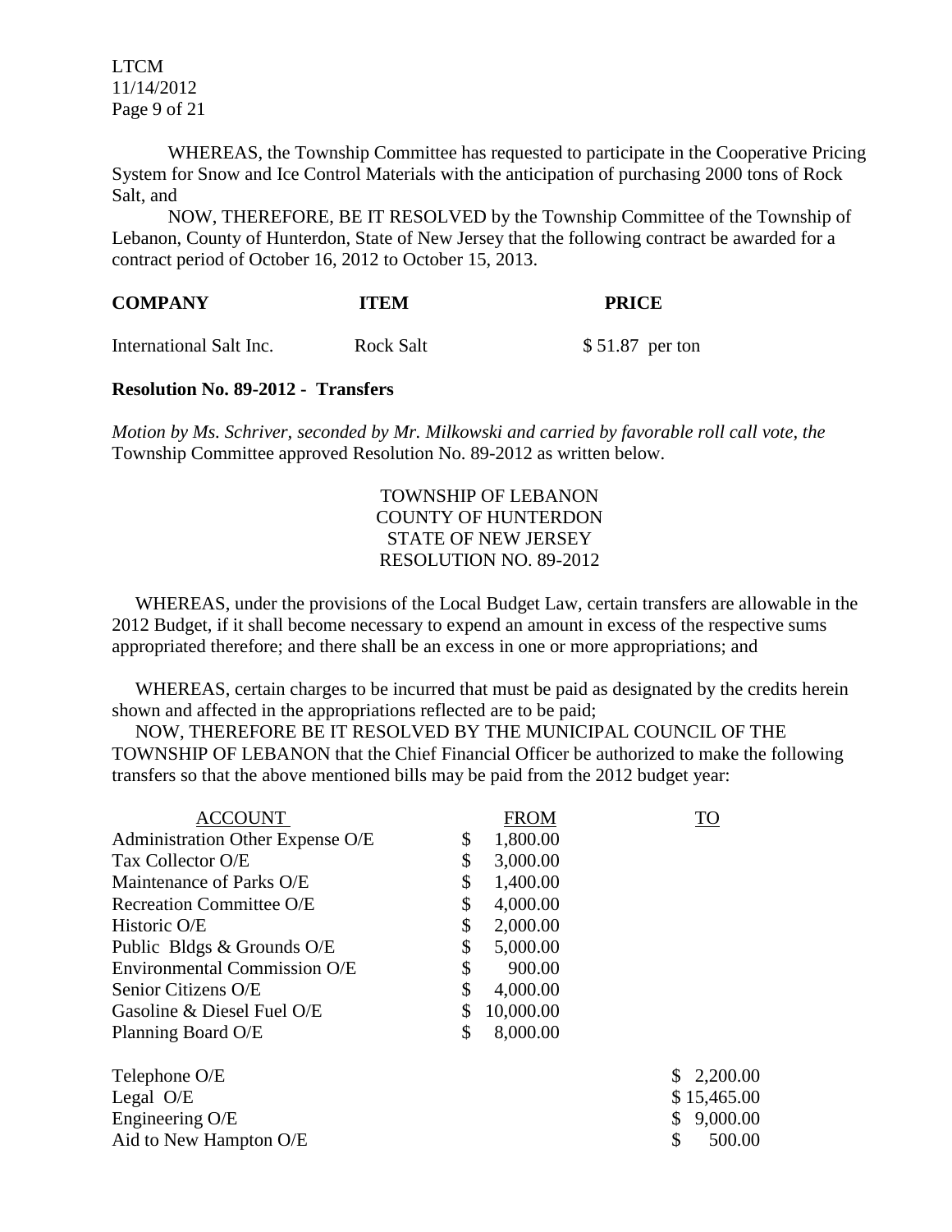WHEREAS, the Township Committee has requested to participate in the Cooperative Pricing System for Snow and Ice Control Materials with the anticipation of purchasing 2000 tons of Rock Salt, and

NOW, THEREFORE, BE IT RESOLVED by the Township Committee of the Township of Lebanon, County of Hunterdon, State of New Jersey that the following contract be awarded for a contract period of October 16, 2012 to October 15, 2013.

| **COMPANY** | **ITEM** | **PRICE** |
|---|---|---|
| International Salt Inc. | Rock Salt | $ 51.87 per ton |

**Resolution No. 89-2012 - Transfers**

*Motion by Ms. Schriver, seconded by Mr. Milkowski and carried by favorable roll call vote, the* Township Committee approved Resolution No. 89-2012 as written below.

TOWNSHIP OF LEBANON
COUNTY OF HUNTERDON
STATE OF NEW JERSEY
RESOLUTION NO. 89-2012

WHEREAS, under the provisions of the Local Budget Law, certain transfers are allowable in the 2012 Budget, if it shall become necessary to expend an amount in excess of the respective sums appropriated therefore; and there shall be an excess in one or more appropriations; and

WHEREAS, certain charges to be incurred that must be paid as designated by the credits herein shown and affected in the appropriations reflected are to be paid;

NOW, THEREFORE BE IT RESOLVED BY THE MUNICIPAL COUNCIL OF THE TOWNSHIP OF LEBANON that the Chief Financial Officer be authorized to make the following transfers so that the above mentioned bills may be paid from the 2012 budget year:

| ACCOUNT | FROM | TO |
|---|---|---|
| Administration Other Expense O/E | $ 1,800.00 | |
| Tax Collector O/E | $ 3,000.00 | |
| Maintenance of Parks O/E | $ 1,400.00 | |
| Recreation Committee O/E | $ 4,000.00 | |
| Historic O/E | $ 2,000.00 | |
| Public Bldgs & Grounds O/E | $ 5,000.00 | |
| Environmental Commission O/E | $ 900.00 | |
| Senior Citizens O/E | $ 4,000.00 | |
| Gasoline & Diesel Fuel O/E | $ 10,000.00 | |
| Planning Board O/E | $ 8,000.00 | |
| Telephone O/E | | $ 2,200.00 |
| Legal O/E | | $ 15,465.00 |
| Engineering O/E | | $ 9,000.00 |
| Aid to New Hampton O/E | | $ 500.00 |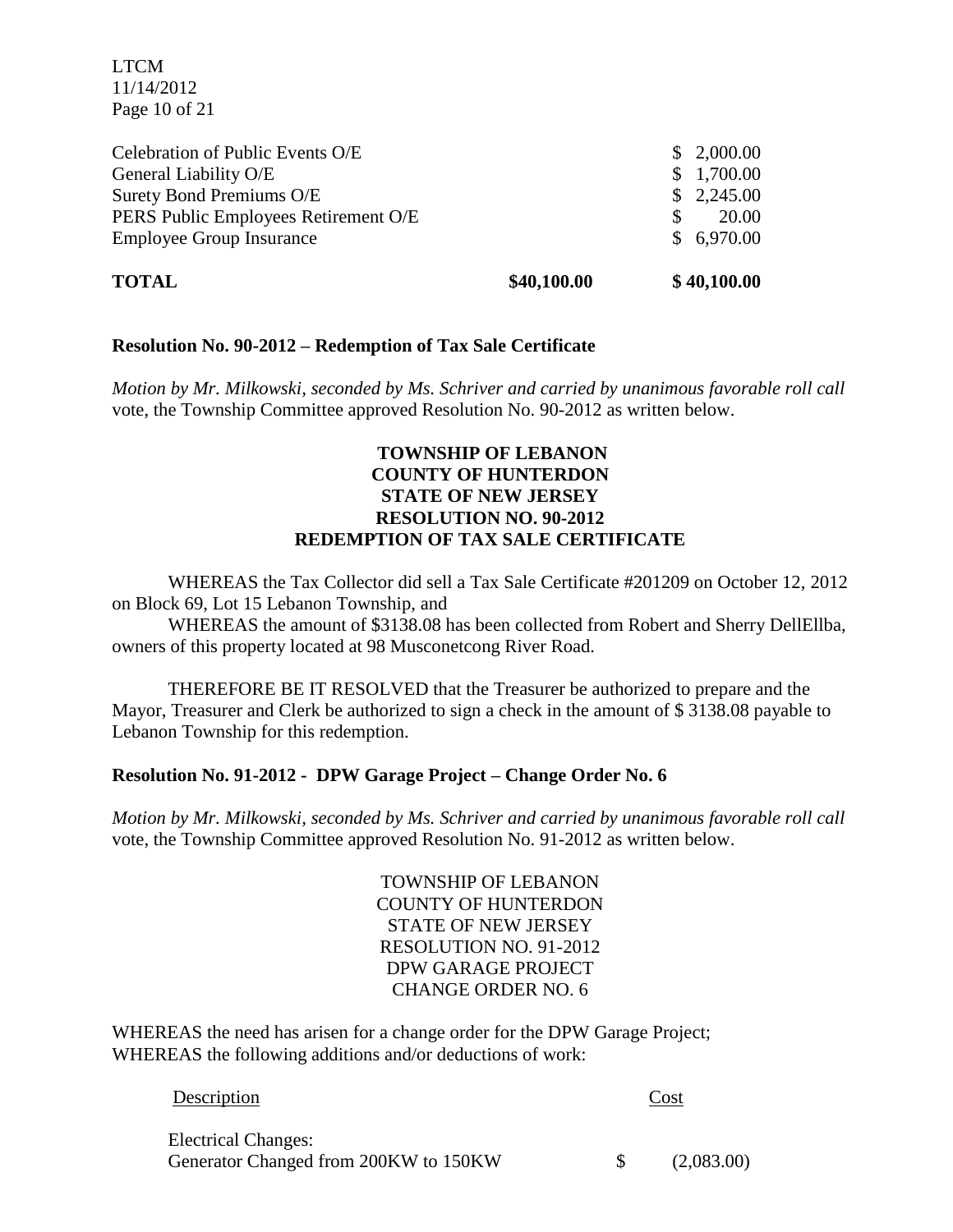| | | |
|---|---|---|
| Celebration of Public Events O/E | | $ 2,000.00 |
| General Liability O/E | | $ 1,700.00 |
| Surety Bond Premiums O/E | | $ 2,245.00 |
| PERS Public Employees Retirement O/E | | $ 20.00 |
| Employee Group Insurance | | $ 6,970.00 |
| **TOTAL** | **$40,100.00** | **$ 40,100.00** |

**Resolution No. 90-2012 – Redemption of Tax Sale Certificate**

*Motion by Mr. Milkowski, seconded by Ms. Schriver and carried by unanimous favorable roll call* vote, the Township Committee approved Resolution No. 90-2012 as written below.

**TOWNSHIP OF LEBANON**
**COUNTY OF HUNTERDON**
**STATE OF NEW JERSEY**
**RESOLUTION NO. 90-2012**
**REDEMPTION OF TAX SALE CERTIFICATE**

WHEREAS the Tax Collector did sell a Tax Sale Certificate #201209 on October 12, 2012 on Block 69, Lot 15 Lebanon Township, and

WHEREAS the amount of $3138.08 has been collected from Robert and Sherry DellEllba, owners of this property located at 98 Musconetcong River Road.

THEREFORE BE IT RESOLVED that the Treasurer be authorized to prepare and the Mayor, Treasurer and Clerk be authorized to sign a check in the amount of $ 3138.08 payable to Lebanon Township for this redemption.

**Resolution No. 91-2012 - DPW Garage Project – Change Order No. 6**

*Motion by Mr. Milkowski, seconded by Ms. Schriver and carried by unanimous favorable roll call* vote, the Township Committee approved Resolution No. 91-2012 as written below.

TOWNSHIP OF LEBANON
COUNTY OF HUNTERDON
STATE OF NEW JERSEY
RESOLUTION NO. 91-2012
DPW GARAGE PROJECT
CHANGE ORDER NO. 6

WHEREAS the need has arisen for a change order for the DPW Garage Project;
WHEREAS the following additions and/or deductions of work:

| Description | Cost |
|---|---|
| Electrical Changes: | |
| Generator Changed from 200KW to 150KW | $ (2,083.00) |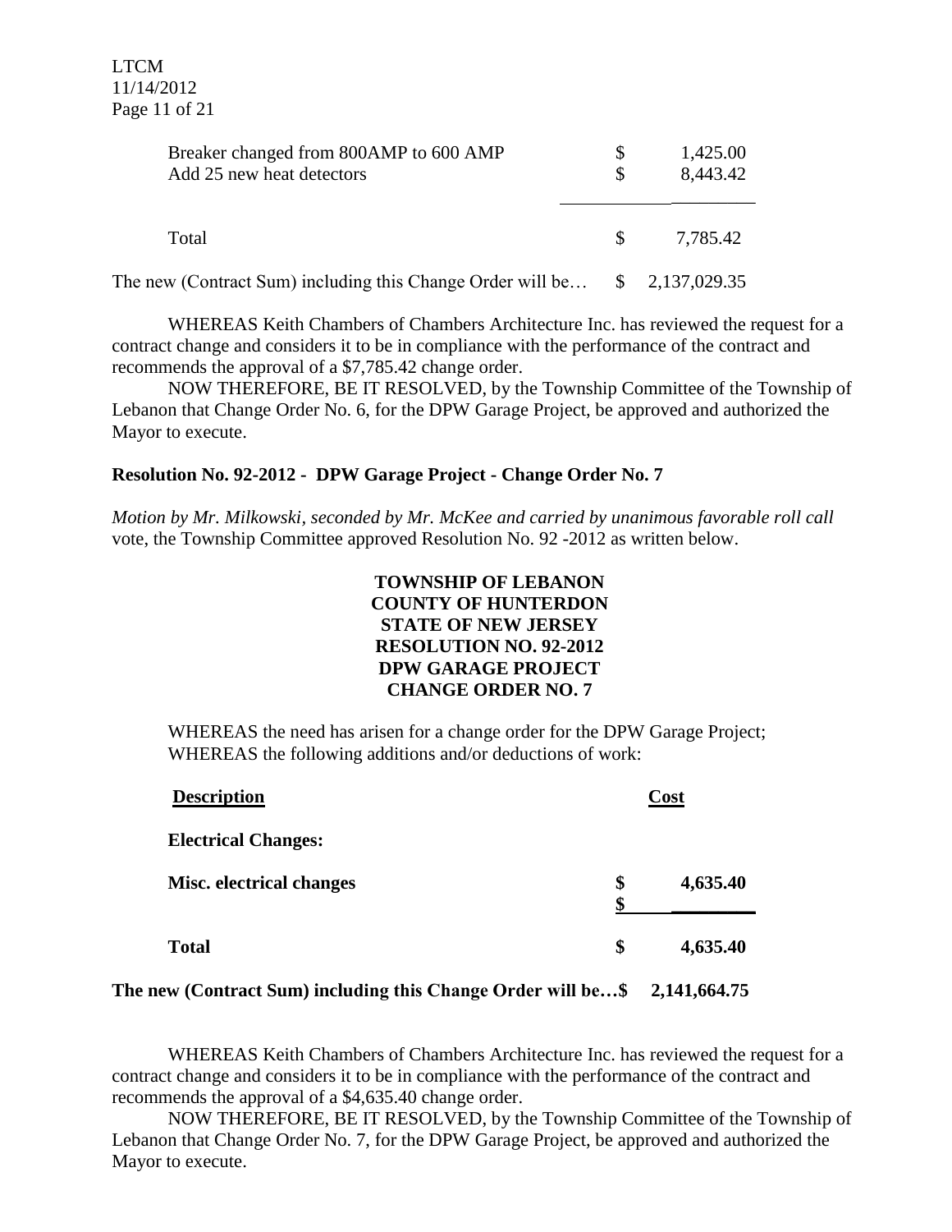| | | |
|---|---|---|
| Breaker changed from 800AMP to 600 AMP | $ | 1,425.00 |
| Add 25 new heat detectors | $ | 8,443.42 |
| Total | $ | 7,785.42 |

The new (Contract Sum) including this Change Order will be… $ 2,137,029.35

WHEREAS Keith Chambers of Chambers Architecture Inc. has reviewed the request for a contract change and considers it to be in compliance with the performance of the contract and recommends the approval of a $7,785.42 change order.

NOW THEREFORE, BE IT RESOLVED, by the Township Committee of the Township of Lebanon that Change Order No. 6, for the DPW Garage Project, be approved and authorized the Mayor to execute.

**Resolution No. 92-2012 - DPW Garage Project - Change Order No. 7**

*Motion by Mr. Milkowski, seconded by Mr. McKee and carried by unanimous favorable roll call* vote, the Township Committee approved Resolution No. 92 -2012 as written below.

**TOWNSHIP OF LEBANON**
**COUNTY OF HUNTERDON**
**STATE OF NEW JERSEY**
**RESOLUTION NO. 92-2012**
**DPW GARAGE PROJECT**
**CHANGE ORDER NO. 7**

WHEREAS the need has arisen for a change order for the DPW Garage Project;
WHEREAS the following additions and/or deductions of work:

| **Description** | | **Cost** |
|---|---|---|
| **Electrical Changes:** | | |
| **Misc. electrical changes** | **$** | **4,635.40** |
| | **$** | |
| **Total** | **$** | **4,635.40** |

**The new (Contract Sum) including this Change Order will be…$ 2,141,664.75**

WHEREAS Keith Chambers of Chambers Architecture Inc. has reviewed the request for a contract change and considers it to be in compliance with the performance of the contract and recommends the approval of a $4,635.40 change order.

NOW THEREFORE, BE IT RESOLVED, by the Township Committee of the Township of Lebanon that Change Order No. 7, for the DPW Garage Project, be approved and authorized the Mayor to execute.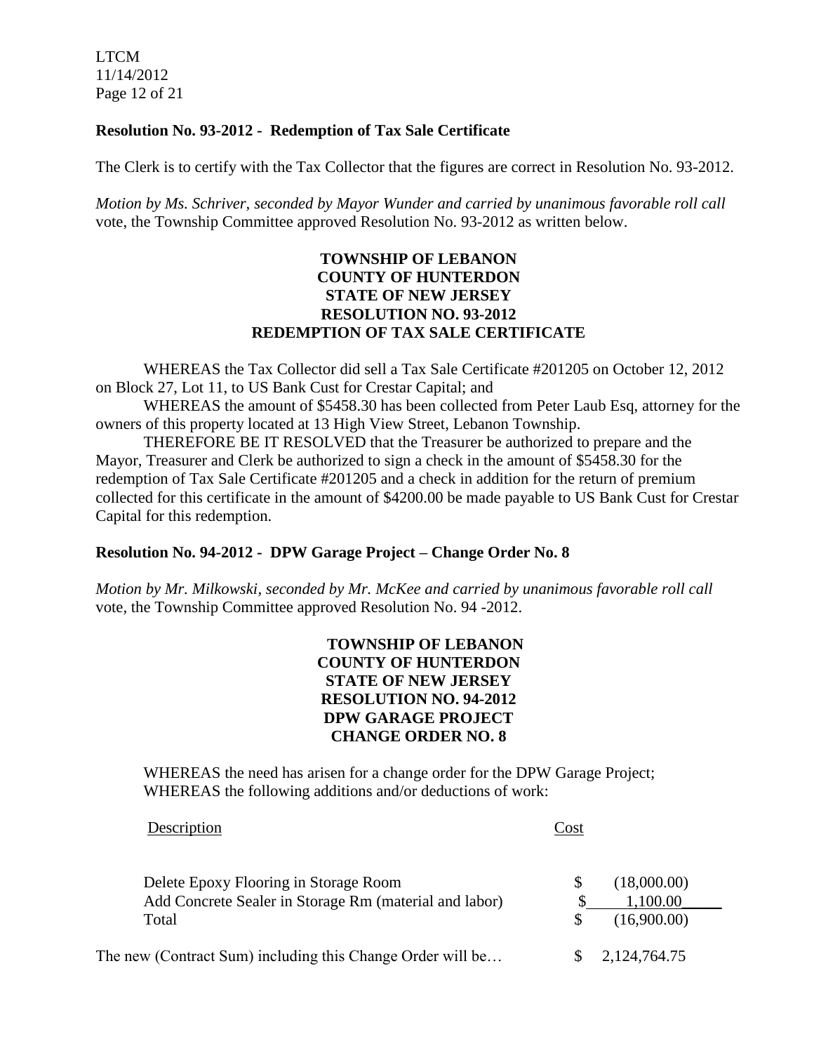**Resolution No. 93-2012 - Redemption of Tax Sale Certificate**

The Clerk is to certify with the Tax Collector that the figures are correct in Resolution No. 93-2012.

*Motion by Ms. Schriver, seconded by Mayor Wunder and carried by unanimous favorable roll call* vote, the Township Committee approved Resolution No. 93-2012 as written below.

**TOWNSHIP OF LEBANON**
**COUNTY OF HUNTERDON**
**STATE OF NEW JERSEY**
**RESOLUTION NO. 93-2012**
**REDEMPTION OF TAX SALE CERTIFICATE**

WHEREAS the Tax Collector did sell a Tax Sale Certificate #201205 on October 12, 2012 on Block 27, Lot 11, to US Bank Cust for Crestar Capital; and

WHEREAS the amount of $5458.30 has been collected from Peter Laub Esq, attorney for the owners of this property located at 13 High View Street, Lebanon Township.

THEREFORE BE IT RESOLVED that the Treasurer be authorized to prepare and the Mayor, Treasurer and Clerk be authorized to sign a check in the amount of $5458.30 for the redemption of Tax Sale Certificate #201205 and a check in addition for the return of premium collected for this certificate in the amount of $4200.00 be made payable to US Bank Cust for Crestar Capital for this redemption.

**Resolution No. 94-2012 - DPW Garage Project – Change Order No. 8**

*Motion by Mr. Milkowski, seconded by Mr. McKee and carried by unanimous favorable roll call* vote, the Township Committee approved Resolution No. 94 -2012.

**TOWNSHIP OF LEBANON**
**COUNTY OF HUNTERDON**
**STATE OF NEW JERSEY**
**RESOLUTION NO. 94-2012**
**DPW GARAGE PROJECT**
**CHANGE ORDER NO. 8**

WHEREAS the need has arisen for a change order for the DPW Garage Project;
WHEREAS the following additions and/or deductions of work:

| Description | Cost |
|---|---|
| Delete Epoxy Flooring in Storage Room | $ (18,000.00) |
| Add Concrete Sealer in Storage Rm (material and labor) | $ 1,100.00 |
| Total | $ (16,900.00) |

The new (Contract Sum) including this Change Order will be… $ 2,124,764.75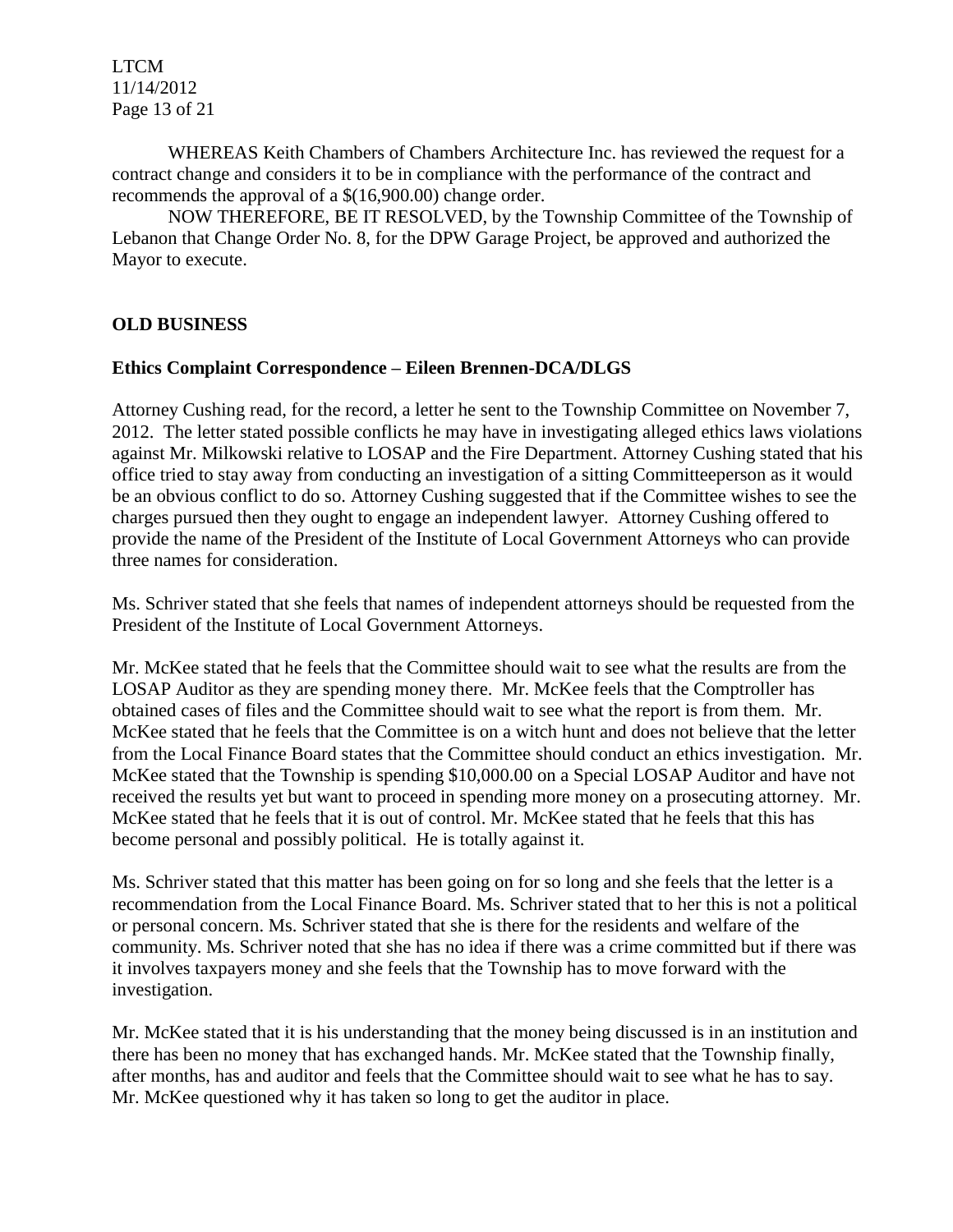WHEREAS Keith Chambers of Chambers Architecture Inc. has reviewed the request for a contract change and considers it to be in compliance with the performance of the contract and recommends the approval of a $(16,900.00) change order.

NOW THEREFORE, BE IT RESOLVED, by the Township Committee of the Township of Lebanon that Change Order No. 8, for the DPW Garage Project, be approved and authorized the Mayor to execute.

**OLD BUSINESS**

**Ethics Complaint Correspondence – Eileen Brennen-DCA/DLGS**

Attorney Cushing read, for the record, a letter he sent to the Township Committee on November 7, 2012. The letter stated possible conflicts he may have in investigating alleged ethics laws violations against Mr. Milkowski relative to LOSAP and the Fire Department. Attorney Cushing stated that his office tried to stay away from conducting an investigation of a sitting Committeeperson as it would be an obvious conflict to do so. Attorney Cushing suggested that if the Committee wishes to see the charges pursued then they ought to engage an independent lawyer. Attorney Cushing offered to provide the name of the President of the Institute of Local Government Attorneys who can provide three names for consideration.

Ms. Schriver stated that she feels that names of independent attorneys should be requested from the President of the Institute of Local Government Attorneys.

Mr. McKee stated that he feels that the Committee should wait to see what the results are from the LOSAP Auditor as they are spending money there. Mr. McKee feels that the Comptroller has obtained cases of files and the Committee should wait to see what the report is from them. Mr. McKee stated that he feels that the Committee is on a witch hunt and does not believe that the letter from the Local Finance Board states that the Committee should conduct an ethics investigation. Mr. McKee stated that the Township is spending $10,000.00 on a Special LOSAP Auditor and have not received the results yet but want to proceed in spending more money on a prosecuting attorney. Mr. McKee stated that he feels that it is out of control. Mr. McKee stated that he feels that this has become personal and possibly political. He is totally against it.

Ms. Schriver stated that this matter has been going on for so long and she feels that the letter is a recommendation from the Local Finance Board. Ms. Schriver stated that to her this is not a political or personal concern. Ms. Schriver stated that she is there for the residents and welfare of the community. Ms. Schriver noted that she has no idea if there was a crime committed but if there was it involves taxpayers money and she feels that the Township has to move forward with the investigation.

Mr. McKee stated that it is his understanding that the money being discussed is in an institution and there has been no money that has exchanged hands. Mr. McKee stated that the Township finally, after months, has and auditor and feels that the Committee should wait to see what he has to say. Mr. McKee questioned why it has taken so long to get the auditor in place.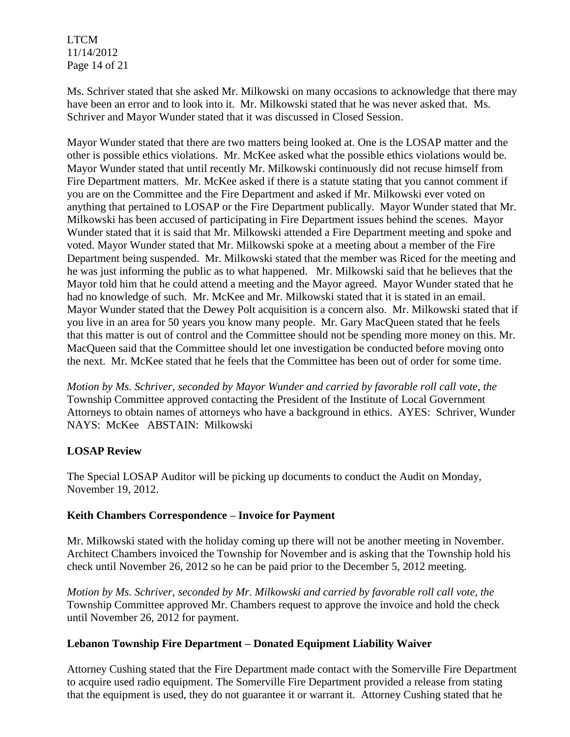Ms. Schriver stated that she asked Mr. Milkowski on many occasions to acknowledge that there may have been an error and to look into it. Mr. Milkowski stated that he was never asked that. Ms. Schriver and Mayor Wunder stated that it was discussed in Closed Session.

Mayor Wunder stated that there are two matters being looked at. One is the LOSAP matter and the other is possible ethics violations. Mr. McKee asked what the possible ethics violations would be. Mayor Wunder stated that until recently Mr. Milkowski continuously did not recuse himself from Fire Department matters. Mr. McKee asked if there is a statute stating that you cannot comment if you are on the Committee and the Fire Department and asked if Mr. Milkowski ever voted on anything that pertained to LOSAP or the Fire Department publically. Mayor Wunder stated that Mr. Milkowski has been accused of participating in Fire Department issues behind the scenes. Mayor Wunder stated that it is said that Mr. Milkowski attended a Fire Department meeting and spoke and voted. Mayor Wunder stated that Mr. Milkowski spoke at a meeting about a member of the Fire Department being suspended. Mr. Milkowski stated that the member was Riced for the meeting and he was just informing the public as to what happened. Mr. Milkowski said that he believes that the Mayor told him that he could attend a meeting and the Mayor agreed. Mayor Wunder stated that he had no knowledge of such. Mr. McKee and Mr. Milkowski stated that it is stated in an email. Mayor Wunder stated that the Dewey Polt acquisition is a concern also. Mr. Milkowski stated that if you live in an area for 50 years you know many people. Mr. Gary MacQueen stated that he feels that this matter is out of control and the Committee should not be spending more money on this. Mr. MacQueen said that the Committee should let one investigation be conducted before moving onto the next. Mr. McKee stated that he feels that the Committee has been out of order for some time.

*Motion by Ms. Schriver, seconded by Mayor Wunder and carried by favorable roll call vote, the* Township Committee approved contacting the President of the Institute of Local Government Attorneys to obtain names of attorneys who have a background in ethics. AYES: Schriver, Wunder NAYS: McKee ABSTAIN: Milkowski

**LOSAP Review**

The Special LOSAP Auditor will be picking up documents to conduct the Audit on Monday, November 19, 2012.

**Keith Chambers Correspondence – Invoice for Payment**

Mr. Milkowski stated with the holiday coming up there will not be another meeting in November. Architect Chambers invoiced the Township for November and is asking that the Township hold his check until November 26, 2012 so he can be paid prior to the December 5, 2012 meeting.

*Motion by Ms. Schriver, seconded by Mr. Milkowski and carried by favorable roll call vote, the* Township Committee approved Mr. Chambers request to approve the invoice and hold the check until November 26, 2012 for payment.

**Lebanon Township Fire Department – Donated Equipment Liability Waiver**

Attorney Cushing stated that the Fire Department made contact with the Somerville Fire Department to acquire used radio equipment. The Somerville Fire Department provided a release from stating that the equipment is used, they do not guarantee it or warrant it. Attorney Cushing stated that he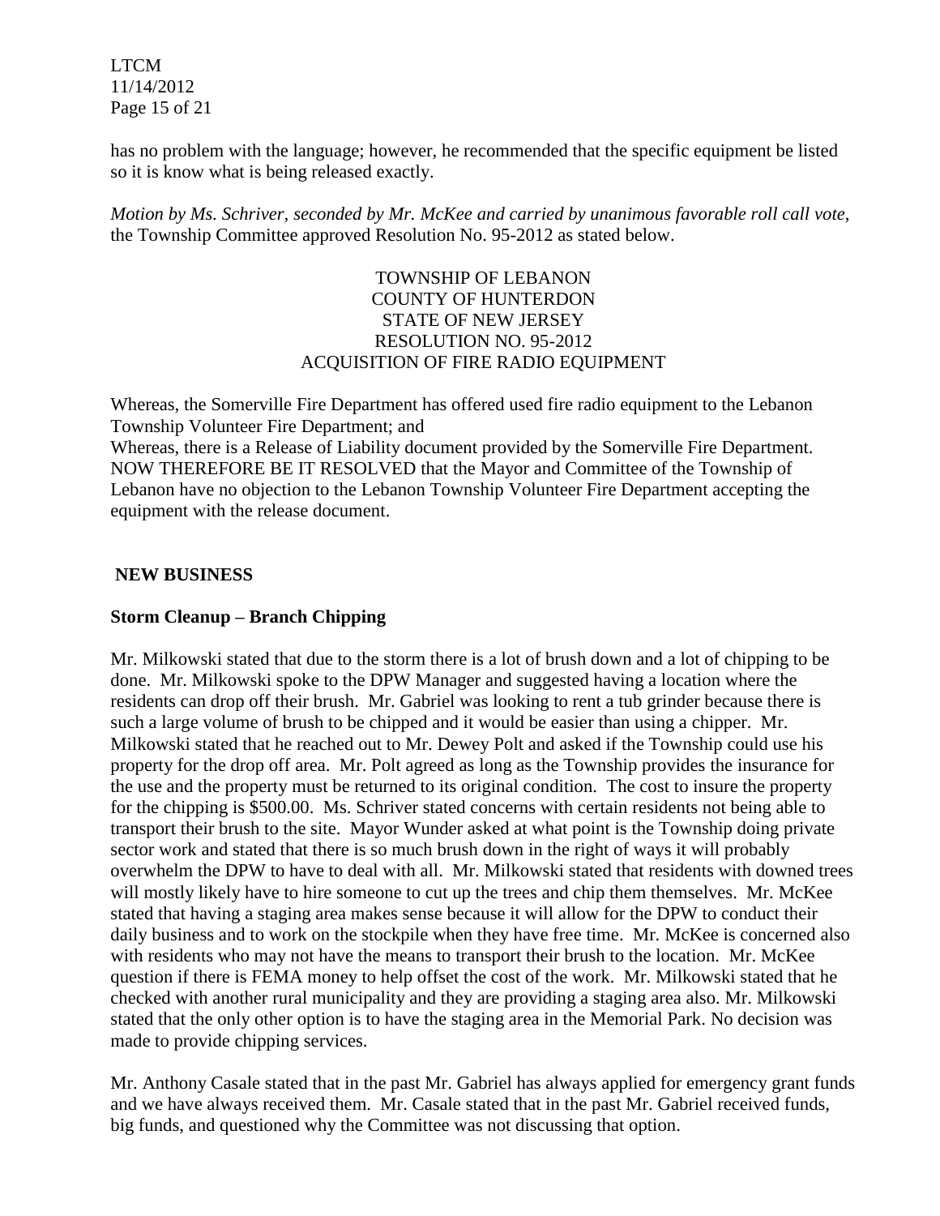has no problem with the language; however, he recommended that the specific equipment be listed so it is know what is being released exactly.

*Motion by Ms. Schriver, seconded by Mr. McKee and carried by unanimous favorable roll call vote*, the Township Committee approved Resolution No. 95-2012 as stated below.

TOWNSHIP OF LEBANON
COUNTY OF HUNTERDON
STATE OF NEW JERSEY
RESOLUTION NO. 95-2012
ACQUISITION OF FIRE RADIO EQUIPMENT

Whereas, the Somerville Fire Department has offered used fire radio equipment to the Lebanon Township Volunteer Fire Department; and

Whereas, there is a Release of Liability document provided by the Somerville Fire Department.
NOW THEREFORE BE IT RESOLVED that the Mayor and Committee of the Township of Lebanon have no objection to the Lebanon Township Volunteer Fire Department accepting the equipment with the release document.

## NEW BUSINESS

### Storm Cleanup – Branch Chipping

Mr. Milkowski stated that due to the storm there is a lot of brush down and a lot of chipping to be done. Mr. Milkowski spoke to the DPW Manager and suggested having a location where the residents can drop off their brush. Mr. Gabriel was looking to rent a tub grinder because there is such a large volume of brush to be chipped and it would be easier than using a chipper. Mr. Milkowski stated that he reached out to Mr. Dewey Polt and asked if the Township could use his property for the drop off area. Mr. Polt agreed as long as the Township provides the insurance for the use and the property must be returned to its original condition. The cost to insure the property for the chipping is $500.00. Ms. Schriver stated concerns with certain residents not being able to transport their brush to the site. Mayor Wunder asked at what point is the Township doing private sector work and stated that there is so much brush down in the right of ways it will probably overwhelm the DPW to have to deal with all. Mr. Milkowski stated that residents with downed trees will mostly likely have to hire someone to cut up the trees and chip them themselves. Mr. McKee stated that having a staging area makes sense because it will allow for the DPW to conduct their daily business and to work on the stockpile when they have free time. Mr. McKee is concerned also with residents who may not have the means to transport their brush to the location. Mr. McKee question if there is FEMA money to help offset the cost of the work. Mr. Milkowski stated that he checked with another rural municipality and they are providing a staging area also. Mr. Milkowski stated that the only other option is to have the staging area in the Memorial Park. No decision was made to provide chipping services.

Mr. Anthony Casale stated that in the past Mr. Gabriel has always applied for emergency grant funds and we have always received them. Mr. Casale stated that in the past Mr. Gabriel received funds, big funds, and questioned why the Committee was not discussing that option.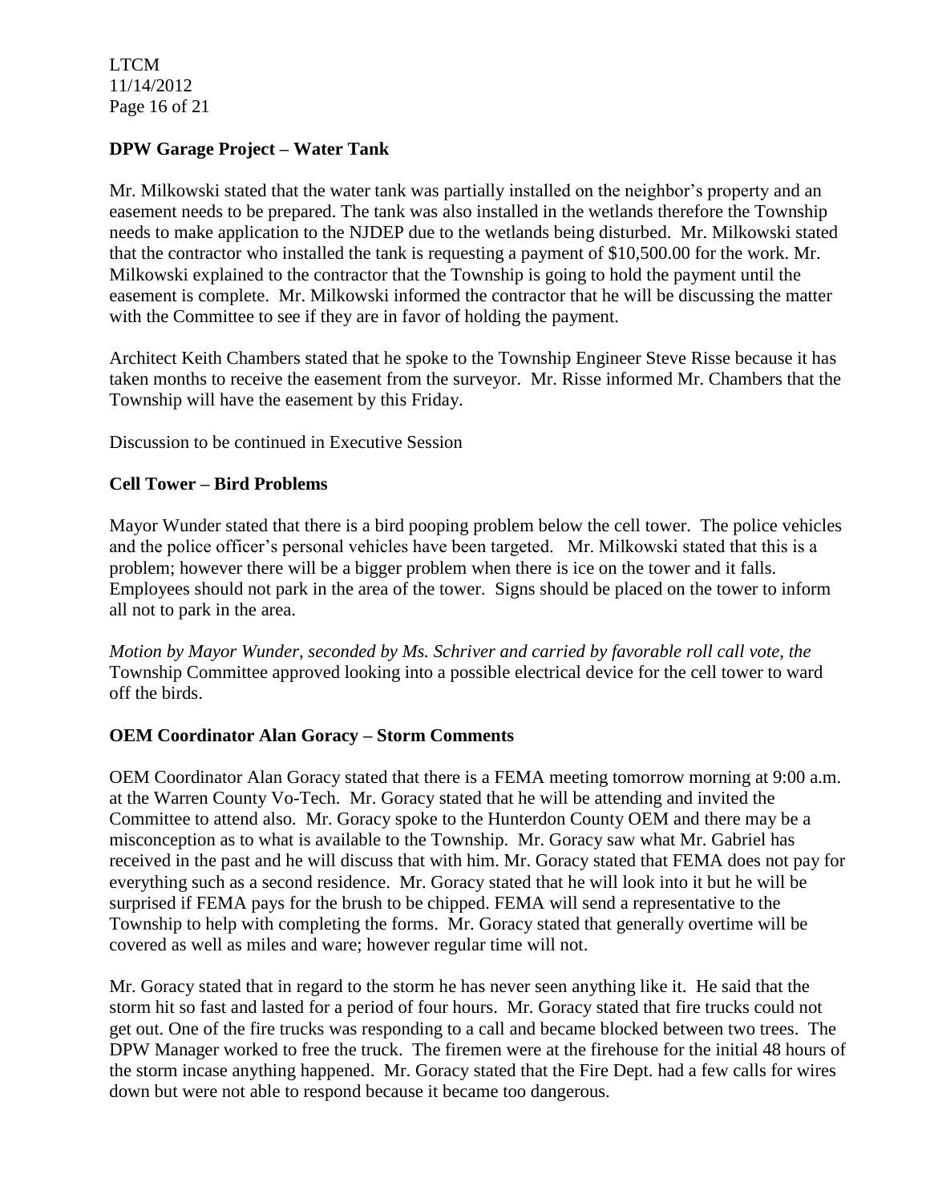**DPW Garage Project – Water Tank**

Mr. Milkowski stated that the water tank was partially installed on the neighbor's property and an easement needs to be prepared. The tank was also installed in the wetlands therefore the Township needs to make application to the NJDEP due to the wetlands being disturbed. Mr. Milkowski stated that the contractor who installed the tank is requesting a payment of $10,500.00 for the work. Mr. Milkowski explained to the contractor that the Township is going to hold the payment until the easement is complete. Mr. Milkowski informed the contractor that he will be discussing the matter with the Committee to see if they are in favor of holding the payment.

Architect Keith Chambers stated that he spoke to the Township Engineer Steve Risse because it has taken months to receive the easement from the surveyor. Mr. Risse informed Mr. Chambers that the Township will have the easement by this Friday.

Discussion to be continued in Executive Session

**Cell Tower – Bird Problems**

Mayor Wunder stated that there is a bird pooping problem below the cell tower. The police vehicles and the police officer's personal vehicles have been targeted. Mr. Milkowski stated that this is a problem; however there will be a bigger problem when there is ice on the tower and it falls. Employees should not park in the area of the tower. Signs should be placed on the tower to inform all not to park in the area.

*Motion by Mayor Wunder, seconded by Ms. Schriver and carried by favorable roll call vote, the* Township Committee approved looking into a possible electrical device for the cell tower to ward off the birds.

**OEM Coordinator Alan Goracy – Storm Comments**

OEM Coordinator Alan Goracy stated that there is a FEMA meeting tomorrow morning at 9:00 a.m. at the Warren County Vo-Tech. Mr. Goracy stated that he will be attending and invited the Committee to attend also. Mr. Goracy spoke to the Hunterdon County OEM and there may be a misconception as to what is available to the Township. Mr. Goracy saw what Mr. Gabriel has received in the past and he will discuss that with him. Mr. Goracy stated that FEMA does not pay for everything such as a second residence. Mr. Goracy stated that he will look into it but he will be surprised if FEMA pays for the brush to be chipped. FEMA will send a representative to the Township to help with completing the forms. Mr. Goracy stated that generally overtime will be covered as well as miles and ware; however regular time will not.

Mr. Goracy stated that in regard to the storm he has never seen anything like it. He said that the storm hit so fast and lasted for a period of four hours. Mr. Goracy stated that fire trucks could not get out. One of the fire trucks was responding to a call and became blocked between two trees. The DPW Manager worked to free the truck. The firemen were at the firehouse for the initial 48 hours of the storm incase anything happened. Mr. Goracy stated that the Fire Dept. had a few calls for wires down but were not able to respond because it became too dangerous.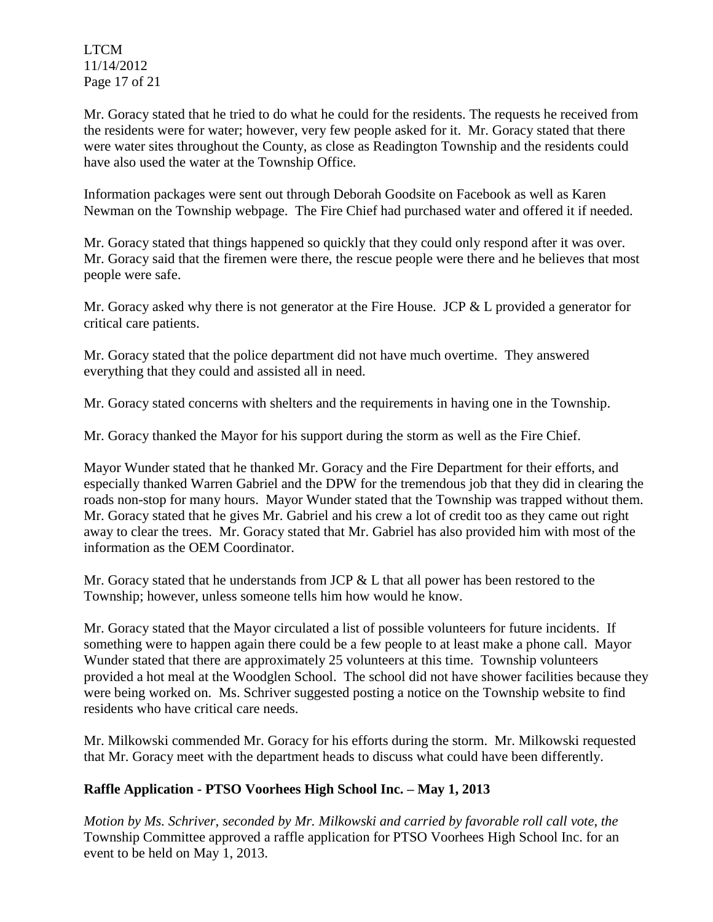Mr. Goracy stated that he tried to do what he could for the residents. The requests he received from the residents were for water; however, very few people asked for it. Mr. Goracy stated that there were water sites throughout the County, as close as Readington Township and the residents could have also used the water at the Township Office.

Information packages were sent out through Deborah Goodsite on Facebook as well as Karen Newman on the Township webpage. The Fire Chief had purchased water and offered it if needed.

Mr. Goracy stated that things happened so quickly that they could only respond after it was over. Mr. Goracy said that the firemen were there, the rescue people were there and he believes that most people were safe.

Mr. Goracy asked why there is not generator at the Fire House. JCP & L provided a generator for critical care patients.

Mr. Goracy stated that the police department did not have much overtime. They answered everything that they could and assisted all in need.

Mr. Goracy stated concerns with shelters and the requirements in having one in the Township.

Mr. Goracy thanked the Mayor for his support during the storm as well as the Fire Chief.

Mayor Wunder stated that he thanked Mr. Goracy and the Fire Department for their efforts, and especially thanked Warren Gabriel and the DPW for the tremendous job that they did in clearing the roads non-stop for many hours. Mayor Wunder stated that the Township was trapped without them. Mr. Goracy stated that he gives Mr. Gabriel and his crew a lot of credit too as they came out right away to clear the trees. Mr. Goracy stated that Mr. Gabriel has also provided him with most of the information as the OEM Coordinator.

Mr. Goracy stated that he understands from JCP & L that all power has been restored to the Township; however, unless someone tells him how would he know.

Mr. Goracy stated that the Mayor circulated a list of possible volunteers for future incidents. If something were to happen again there could be a few people to at least make a phone call. Mayor Wunder stated that there are approximately 25 volunteers at this time. Township volunteers provided a hot meal at the Woodglen School. The school did not have shower facilities because they were being worked on. Ms. Schriver suggested posting a notice on the Township website to find residents who have critical care needs.

Mr. Milkowski commended Mr. Goracy for his efforts during the storm. Mr. Milkowski requested that Mr. Goracy meet with the department heads to discuss what could have been differently.

**Raffle Application - PTSO Voorhees High School Inc. – May 1, 2013**

*Motion by Ms. Schriver, seconded by Mr. Milkowski and carried by favorable roll call vote, the* Township Committee approved a raffle application for PTSO Voorhees High School Inc. for an event to be held on May 1, 2013.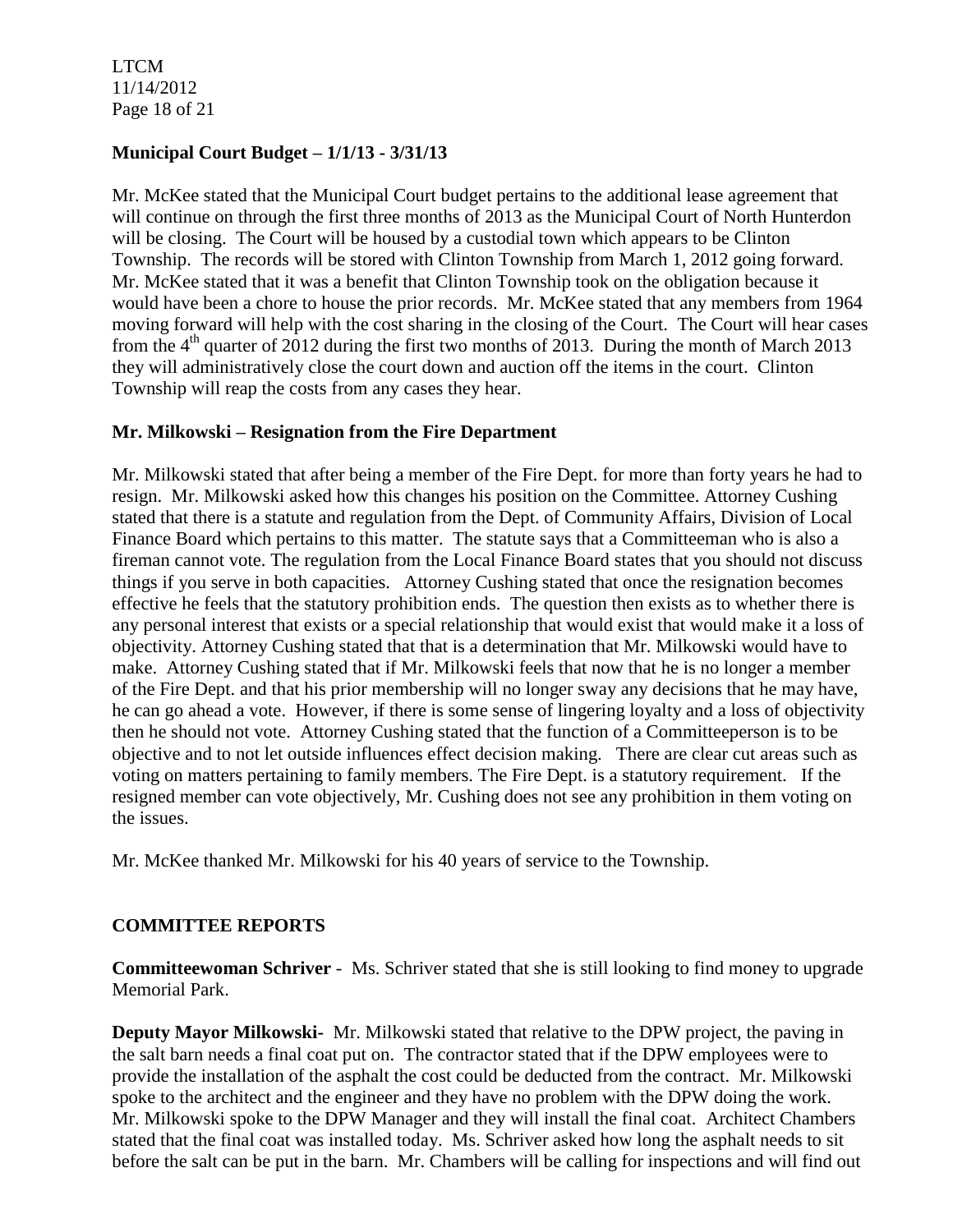**Municipal Court Budget – 1/1/13 - 3/31/13**

Mr. McKee stated that the Municipal Court budget pertains to the additional lease agreement that will continue on through the first three months of 2013 as the Municipal Court of North Hunterdon will be closing. The Court will be housed by a custodial town which appears to be Clinton Township. The records will be stored with Clinton Township from March 1, 2012 going forward. Mr. McKee stated that it was a benefit that Clinton Township took on the obligation because it would have been a chore to house the prior records. Mr. McKee stated that any members from 1964 moving forward will help with the cost sharing in the closing of the Court. The Court will hear cases from the 4th quarter of 2012 during the first two months of 2013. During the month of March 2013 they will administratively close the court down and auction off the items in the court. Clinton Township will reap the costs from any cases they hear.

**Mr. Milkowski – Resignation from the Fire Department**

Mr. Milkowski stated that after being a member of the Fire Dept. for more than forty years he had to resign. Mr. Milkowski asked how this changes his position on the Committee. Attorney Cushing stated that there is a statute and regulation from the Dept. of Community Affairs, Division of Local Finance Board which pertains to this matter. The statute says that a Committeeman who is also a fireman cannot vote. The regulation from the Local Finance Board states that you should not discuss things if you serve in both capacities. Attorney Cushing stated that once the resignation becomes effective he feels that the statutory prohibition ends. The question then exists as to whether there is any personal interest that exists or a special relationship that would exist that would make it a loss of objectivity. Attorney Cushing stated that that is a determination that Mr. Milkowski would have to make. Attorney Cushing stated that if Mr. Milkowski feels that now that he is no longer a member of the Fire Dept. and that his prior membership will no longer sway any decisions that he may have, he can go ahead a vote. However, if there is some sense of lingering loyalty and a loss of objectivity then he should not vote. Attorney Cushing stated that the function of a Committeeperson is to be objective and to not let outside influences effect decision making. There are clear cut areas such as voting on matters pertaining to family members. The Fire Dept. is a statutory requirement. If the resigned member can vote objectively, Mr. Cushing does not see any prohibition in them voting on the issues.

Mr. McKee thanked Mr. Milkowski for his 40 years of service to the Township.

**COMMITTEE REPORTS**

**Committeewoman Schriver** - Ms. Schriver stated that she is still looking to find money to upgrade Memorial Park.

**Deputy Mayor Milkowski-** Mr. Milkowski stated that relative to the DPW project, the paving in the salt barn needs a final coat put on. The contractor stated that if the DPW employees were to provide the installation of the asphalt the cost could be deducted from the contract. Mr. Milkowski spoke to the architect and the engineer and they have no problem with the DPW doing the work. Mr. Milkowski spoke to the DPW Manager and they will install the final coat. Architect Chambers stated that the final coat was installed today. Ms. Schriver asked how long the asphalt needs to sit before the salt can be put in the barn. Mr. Chambers will be calling for inspections and will find out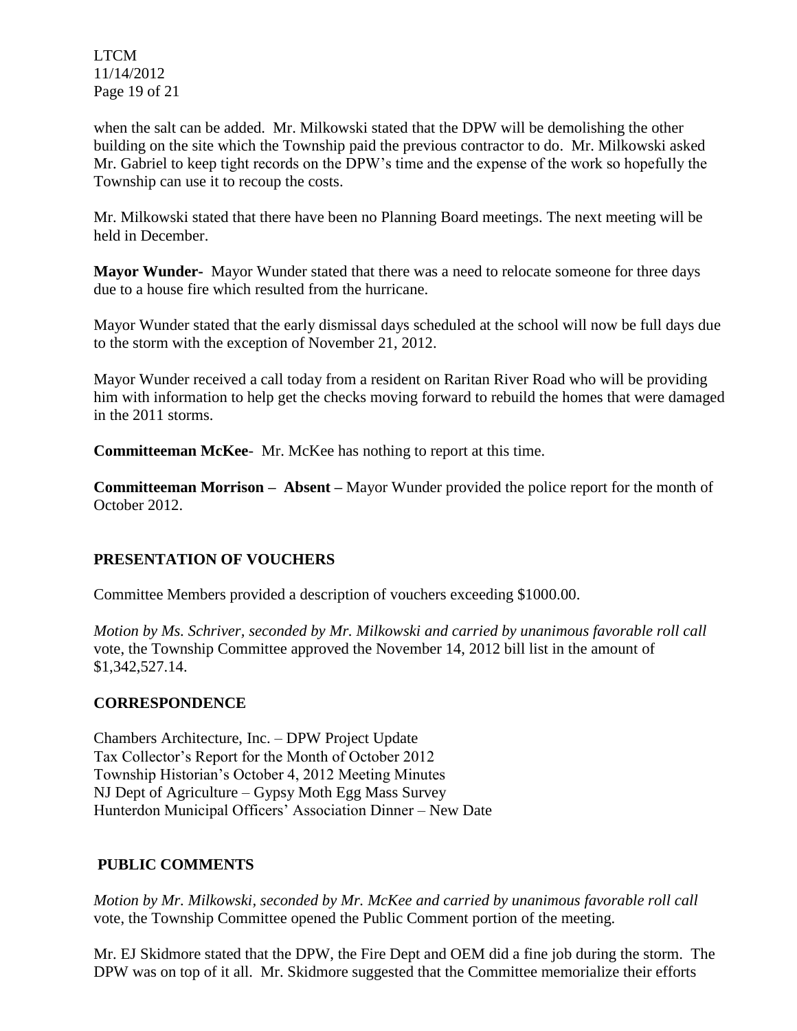when the salt can be added. Mr. Milkowski stated that the DPW will be demolishing the other building on the site which the Township paid the previous contractor to do. Mr. Milkowski asked Mr. Gabriel to keep tight records on the DPW's time and the expense of the work so hopefully the Township can use it to recoup the costs.

Mr. Milkowski stated that there have been no Planning Board meetings. The next meeting will be held in December.

**Mayor Wunder**- Mayor Wunder stated that there was a need to relocate someone for three days due to a house fire which resulted from the hurricane.

Mayor Wunder stated that the early dismissal days scheduled at the school will now be full days due to the storm with the exception of November 21, 2012.

Mayor Wunder received a call today from a resident on Raritan River Road who will be providing him with information to help get the checks moving forward to rebuild the homes that were damaged in the 2011 storms.

**Committeeman McKee**- Mr. McKee has nothing to report at this time.

**Committeeman Morrison – Absent –** Mayor Wunder provided the police report for the month of October 2012.

## PRESENTATION OF VOUCHERS

Committee Members provided a description of vouchers exceeding $1000.00.

*Motion by Ms. Schriver, seconded by Mr. Milkowski and carried by unanimous favorable roll call* vote, the Township Committee approved the November 14, 2012 bill list in the amount of $1,342,527.14.

## CORRESPONDENCE

Chambers Architecture, Inc. – DPW Project Update
Tax Collector's Report for the Month of October 2012
Township Historian's October 4, 2012 Meeting Minutes
NJ Dept of Agriculture – Gypsy Moth Egg Mass Survey
Hunterdon Municipal Officers' Association Dinner – New Date

## PUBLIC COMMENTS

*Motion by Mr. Milkowski, seconded by Mr. McKee and carried by unanimous favorable roll call* vote, the Township Committee opened the Public Comment portion of the meeting.

Mr. EJ Skidmore stated that the DPW, the Fire Dept and OEM did a fine job during the storm. The DPW was on top of it all. Mr. Skidmore suggested that the Committee memorialize their efforts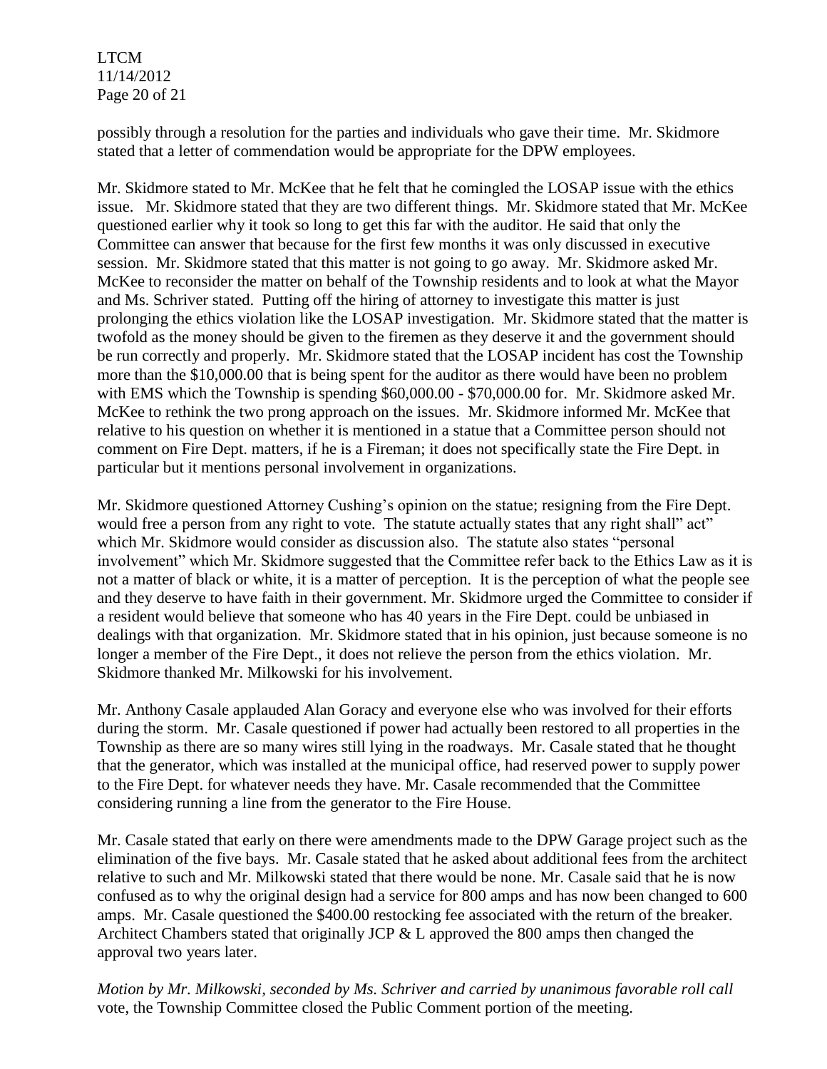possibly through a resolution for the parties and individuals who gave their time. Mr. Skidmore stated that a letter of commendation would be appropriate for the DPW employees.

Mr. Skidmore stated to Mr. McKee that he felt that he comingled the LOSAP issue with the ethics issue. Mr. Skidmore stated that they are two different things. Mr. Skidmore stated that Mr. McKee questioned earlier why it took so long to get this far with the auditor. He said that only the Committee can answer that because for the first few months it was only discussed in executive session. Mr. Skidmore stated that this matter is not going to go away. Mr. Skidmore asked Mr. McKee to reconsider the matter on behalf of the Township residents and to look at what the Mayor and Ms. Schriver stated. Putting off the hiring of attorney to investigate this matter is just prolonging the ethics violation like the LOSAP investigation. Mr. Skidmore stated that the matter is twofold as the money should be given to the firemen as they deserve it and the government should be run correctly and properly. Mr. Skidmore stated that the LOSAP incident has cost the Township more than the $10,000.00 that is being spent for the auditor as there would have been no problem with EMS which the Township is spending $60,000.00 - $70,000.00 for. Mr. Skidmore asked Mr. McKee to rethink the two prong approach on the issues. Mr. Skidmore informed Mr. McKee that relative to his question on whether it is mentioned in a statue that a Committee person should not comment on Fire Dept. matters, if he is a Fireman; it does not specifically state the Fire Dept. in particular but it mentions personal involvement in organizations.

Mr. Skidmore questioned Attorney Cushing's opinion on the statue; resigning from the Fire Dept. would free a person from any right to vote. The statute actually states that any right shall" act" which Mr. Skidmore would consider as discussion also. The statute also states "personal involvement" which Mr. Skidmore suggested that the Committee refer back to the Ethics Law as it is not a matter of black or white, it is a matter of perception. It is the perception of what the people see and they deserve to have faith in their government. Mr. Skidmore urged the Committee to consider if a resident would believe that someone who has 40 years in the Fire Dept. could be unbiased in dealings with that organization. Mr. Skidmore stated that in his opinion, just because someone is no longer a member of the Fire Dept., it does not relieve the person from the ethics violation. Mr. Skidmore thanked Mr. Milkowski for his involvement.

Mr. Anthony Casale applauded Alan Goracy and everyone else who was involved for their efforts during the storm. Mr. Casale questioned if power had actually been restored to all properties in the Township as there are so many wires still lying in the roadways. Mr. Casale stated that he thought that the generator, which was installed at the municipal office, had reserved power to supply power to the Fire Dept. for whatever needs they have. Mr. Casale recommended that the Committee considering running a line from the generator to the Fire House.

Mr. Casale stated that early on there were amendments made to the DPW Garage project such as the elimination of the five bays. Mr. Casale stated that he asked about additional fees from the architect relative to such and Mr. Milkowski stated that there would be none. Mr. Casale said that he is now confused as to why the original design had a service for 800 amps and has now been changed to 600 amps. Mr. Casale questioned the $400.00 restocking fee associated with the return of the breaker. Architect Chambers stated that originally JCP & L approved the 800 amps then changed the approval two years later.

*Motion by Mr. Milkowski, seconded by Ms. Schriver and carried by unanimous favorable roll call* vote, the Township Committee closed the Public Comment portion of the meeting.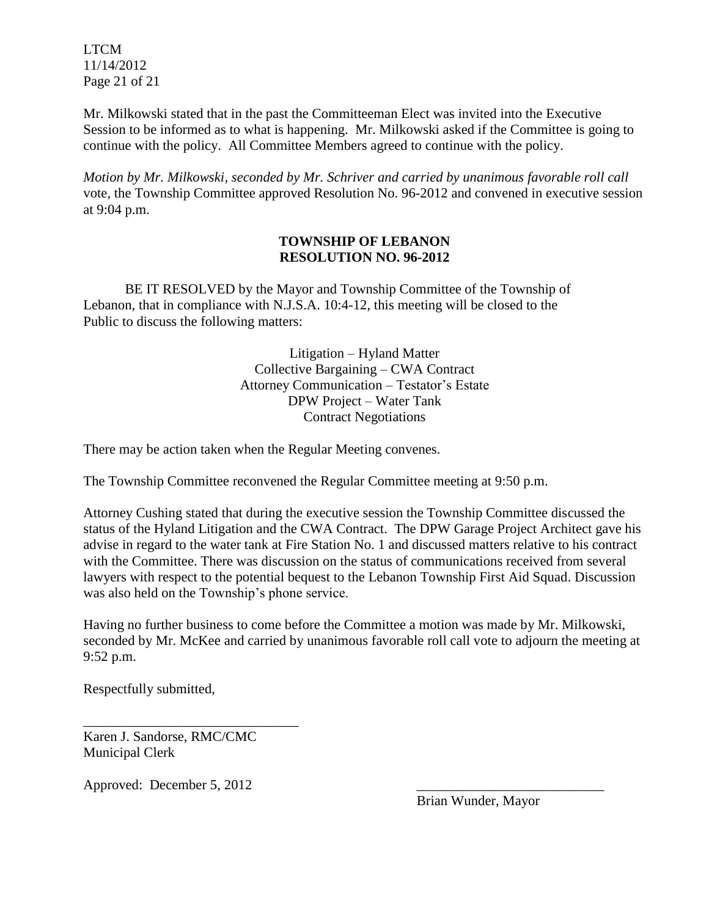Mr. Milkowski stated that in the past the Committeeman Elect was invited into the Executive Session to be informed as to what is happening. Mr. Milkowski asked if the Committee is going to continue with the policy. All Committee Members agreed to continue with the policy.

*Motion by Mr. Milkowski, seconded by Mr. Schriver and carried by unanimous favorable roll call* vote, the Township Committee approved Resolution No. 96-2012 and convened in executive session at 9:04 p.m.

**TOWNSHIP OF LEBANON**
**RESOLUTION NO. 96-2012**

BE IT RESOLVED by the Mayor and Township Committee of the Township of Lebanon, that in compliance with N.J.S.A. 10:4-12, this meeting will be closed to the Public to discuss the following matters:

Litigation – Hyland Matter
Collective Bargaining – CWA Contract
Attorney Communication – Testator's Estate
DPW Project – Water Tank
Contract Negotiations

There may be action taken when the Regular Meeting convenes.

The Township Committee reconvened the Regular Committee meeting at 9:50 p.m.

Attorney Cushing stated that during the executive session the Township Committee discussed the status of the Hyland Litigation and the CWA Contract. The DPW Garage Project Architect gave his advise in regard to the water tank at Fire Station No. 1 and discussed matters relative to his contract with the Committee. There was discussion on the status of communications received from several lawyers with respect to the potential bequest to the Lebanon Township First Aid Squad. Discussion was also held on the Township's phone service.

Having no further business to come before the Committee a motion was made by Mr. Milkowski, seconded by Mr. McKee and carried by unanimous favorable roll call vote to adjourn the meeting at 9:52 p.m.

Respectfully submitted,

\_\_\_\_\_\_\_\_\_\_\_\_\_\_\_\_\_\_\_\_\_\_\_\_\_\_\_\_\_\_\_
Karen J. Sandorse, RMC/CMC
Municipal Clerk

Approved: December 5, 2012

\_\_\_\_\_\_\_\_\_\_\_\_\_\_\_\_\_\_\_\_\_\_\_\_\_\_\_
Brian Wunder, Mayor